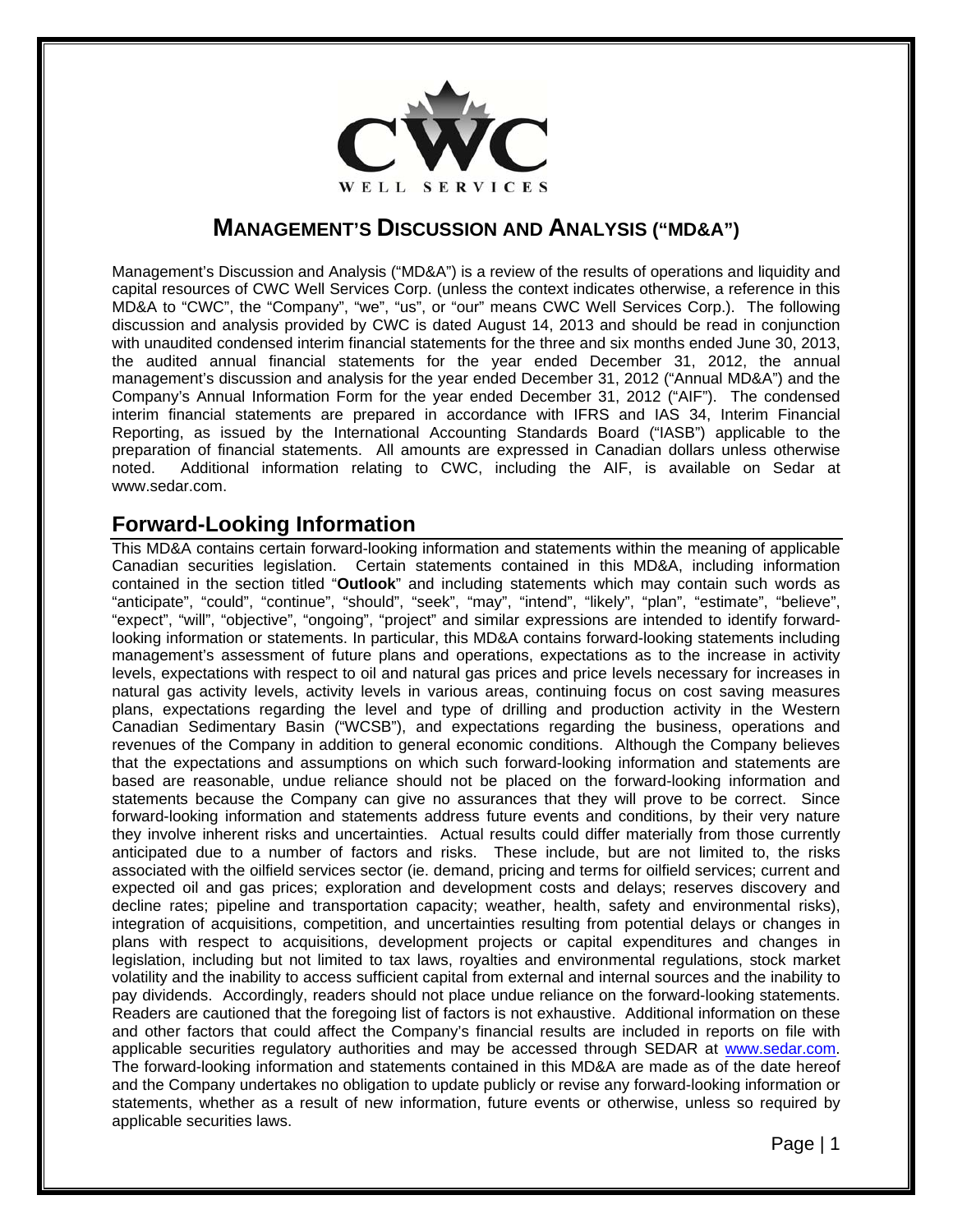CWC

WELL SERVICES

# MANAGEMENT'S DISCUSSION AND ANALYSIS ("MD&A")

Management's Discussion and Analysis ("MD&A") is a review of the results of operations and liquidity and capital resources of CWC Well Services Corp. (unless the context indicates otherwise, a reference in this MD&A to "CWC", the "Company", "we", "us", or "our" means CWC Well Services Corp.). The following discussion and analysis provided by CWC is dated August 14, 2013 and should be read in conjunction with unaudited condensed interim financial statements for the three and six months ended June 30, 2013, the audited annual financial statements for the year ended December 31, 2012, the annual management's discussion and analysis for the year ended December 31, 2012 ("Annual MD&A") and the Company's Annual Information Form for the year ended December 31, 2012 ("AIF"). The condensed interim financial statements are prepared in accordance with IFRS and IAS 34, Interim Financial Reporting, as issued by the International Accounting Standards Board ("IASB") applicable to the preparation of financial statements. All amounts are expressed in Canadian dollars unless otherwise noted. Additional information relating to CWC, including the AIF, is available on Sedar at www.sedar.com.

## Forward-Looking Information

This MD&A contains certain forward-looking information and statements within the meaning of applicable Canadian securities legislation. Certain statements contained in this MD&A, including information contained in the section titled "**Outlook**" and including statements which may contain such words as "anticipate", "could", "continue", "should", "seek", "may", "intend", "likely", "plan", "estimate", "believe", "expect", "will", "objective", "ongoing", "project" and similar expressions are intended to identify forward-looking information or statements. In particular, this MD&A contains forward-looking statements including management's assessment of future plans and operations, expectations as to the increase in activity levels, expectations with respect to oil and natural gas prices and price levels necessary for increases in natural gas activity levels, activity levels in various areas, continuing focus on cost saving measures plans, expectations regarding the level and type of drilling and production activity in the Western Canadian Sedimentary Basin ("WCSB"), and expectations regarding the business, operations and revenues of the Company in addition to general economic conditions. Although the Company believes that the expectations and assumptions on which such forward-looking information and statements are based are reasonable, undue reliance should not be placed on the forward-looking information and statements because the Company can give no assurances that they will prove to be correct. Since forward-looking information and statements address future events and conditions, by their very nature they involve inherent risks and uncertainties. Actual results could differ materially from those currently anticipated due to a number of factors and risks. These include, but are not limited to, the risks associated with the oilfield services sector (ie. demand, pricing and terms for oilfield services; current and expected oil and gas prices; exploration and development costs and delays; reserves discovery and decline rates; pipeline and transportation capacity; weather, health, safety and environmental risks), integration of acquisitions, competition, and uncertainties resulting from potential delays or changes in plans with respect to acquisitions, development projects or capital expenditures and changes in legislation, including but not limited to tax laws, royalties and environmental regulations, stock market volatility and the inability to access sufficient capital from external and internal sources and the inability to pay dividends. Accordingly, readers should not place undue reliance on the forward-looking statements. Readers are cautioned that the foregoing list of factors is not exhaustive. Additional information on these and other factors that could affect the Company's financial results are included in reports on file with applicable securities regulatory authorities and may be accessed through SEDAR at www.sedar.com. The forward-looking information and statements contained in this MD&A are made as of the date hereof and the Company undertakes no obligation to update publicly or revise any forward-looking information or statements, whether as a result of new information, future events or otherwise, unless so required by applicable securities laws.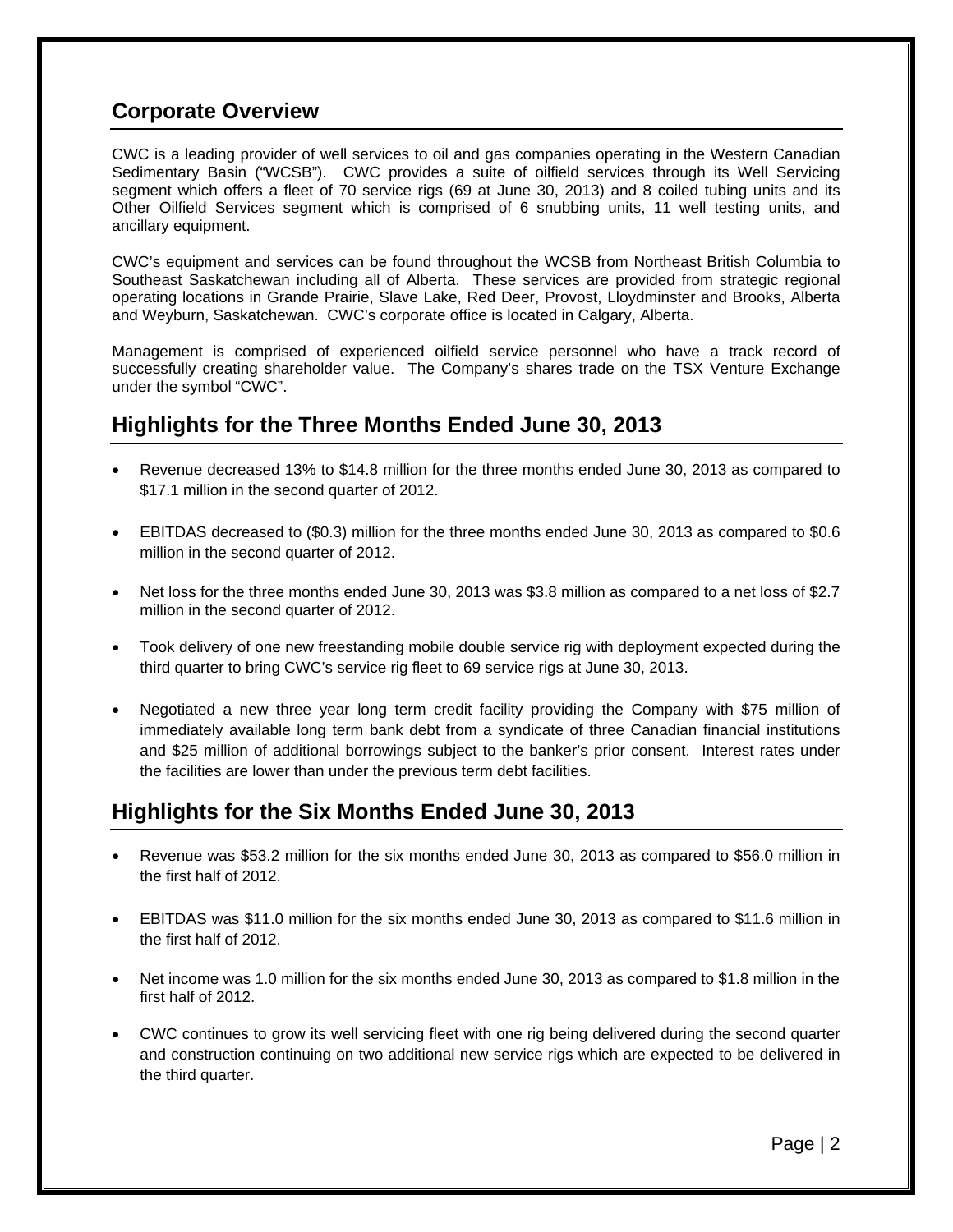## Corporate Overview

CWC is a leading provider of well services to oil and gas companies operating in the Western Canadian Sedimentary Basin ("WCSB"). CWC provides a suite of oilfield services through its Well Servicing segment which offers a fleet of 70 service rigs (69 at June 30, 2013) and 8 coiled tubing units and its Other Oilfield Services segment which is comprised of 6 snubbing units, 11 well testing units, and ancillary equipment.

CWC's equipment and services can be found throughout the WCSB from Northeast British Columbia to Southeast Saskatchewan including all of Alberta. These services are provided from strategic regional operating locations in Grande Prairie, Slave Lake, Red Deer, Provost, Lloydminster and Brooks, Alberta and Weyburn, Saskatchewan. CWC's corporate office is located in Calgary, Alberta.

Management is comprised of experienced oilfield service personnel who have a track record of successfully creating shareholder value. The Company's shares trade on the TSX Venture Exchange under the symbol "CWC".

## Highlights for the Three Months Ended June 30, 2013

- Revenue decreased 13% to $14.8 million for the three months ended June 30, 2013 as compared to $17.1 million in the second quarter of 2012.
- EBITDAS decreased to ($0.3) million for the three months ended June 30, 2013 as compared to $0.6 million in the second quarter of 2012.
- Net loss for the three months ended June 30, 2013 was $3.8 million as compared to a net loss of $2.7 million in the second quarter of 2012.
- Took delivery of one new freestanding mobile double service rig with deployment expected during the third quarter to bring CWC's service rig fleet to 69 service rigs at June 30, 2013.
- Negotiated a new three year long term credit facility providing the Company with $75 million of immediately available long term bank debt from a syndicate of three Canadian financial institutions and $25 million of additional borrowings subject to the banker's prior consent. Interest rates under the facilities are lower than under the previous term debt facilities.

## Highlights for the Six Months Ended June 30, 2013

- Revenue was $53.2 million for the six months ended June 30, 2013 as compared to $56.0 million in the first half of 2012.
- EBITDAS was $11.0 million for the six months ended June 30, 2013 as compared to $11.6 million in the first half of 2012.
- Net income was 1.0 million for the six months ended June 30, 2013 as compared to $1.8 million in the first half of 2012.
- CWC continues to grow its well servicing fleet with one rig being delivered during the second quarter and construction continuing on two additional new service rigs which are expected to be delivered in the third quarter.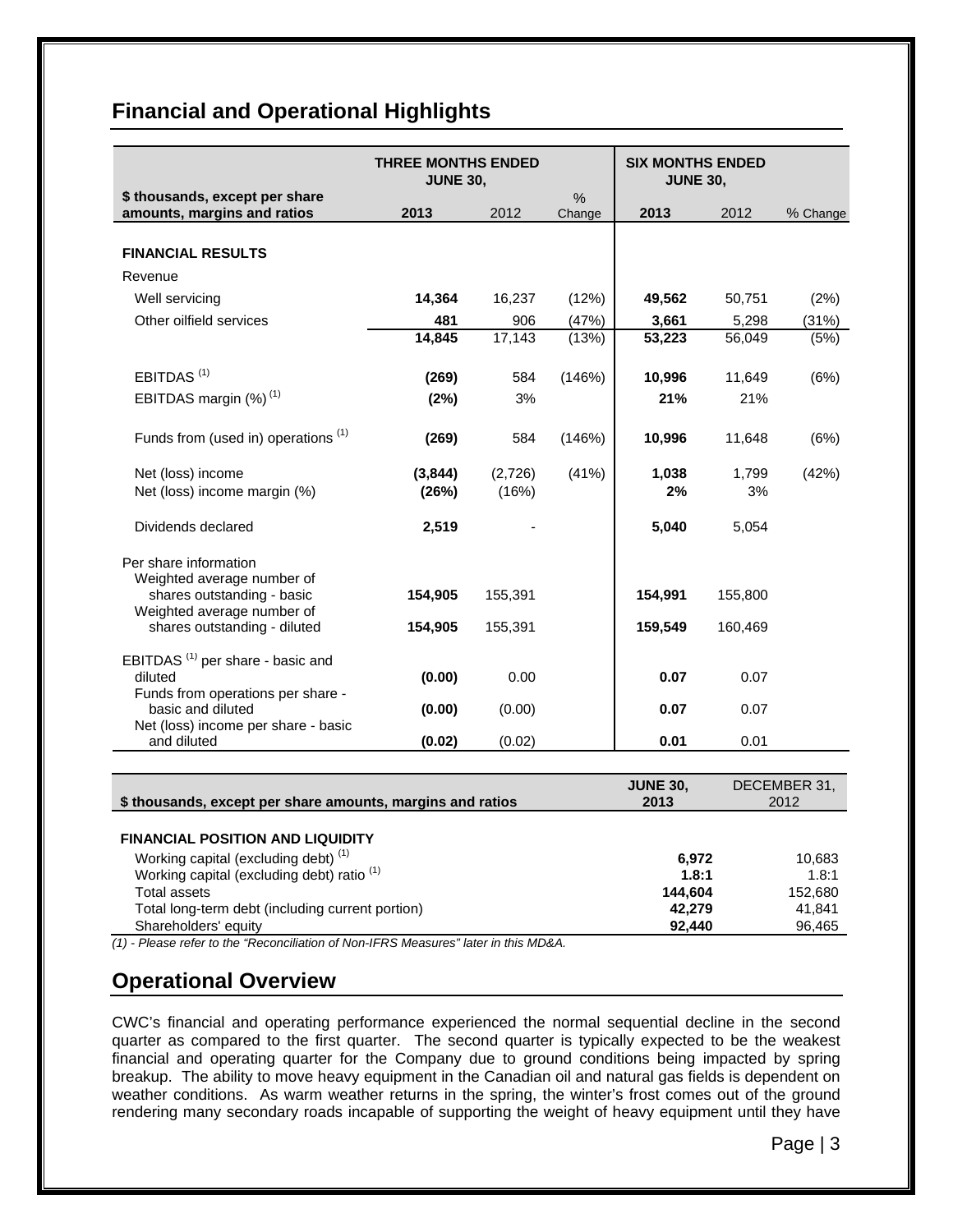## Financial and Operational Highlights

| $ thousands, except per share amounts, margins and ratios | THREE MONTHS ENDED JUNE 30, | | | SIX MONTHS ENDED JUNE 30, | | |
|---|---|---|---|---|---|---|
| | **2013** | 2012 | % Change | **2013** | 2012 | % Change |
| **FINANCIAL RESULTS** | | | | | | |
| Revenue | | | | | | |
| Well servicing | **14,364** | 16,237 | (12%) | **49,562** | 50,751 | (2%) |
| Other oilfield services | **481** | 906 | (47%) | **3,661** | 5,298 | (31%) |
| | **14,845** | 17,143 | (13%) | **53,223** | 56,049 | (5%) |
| EBITDAS [(1)] | **(269)** | 584 | (146%) | **10,996** | 11,649 | (6%) |
| EBITDAS margin (%) [(1)] | **(2%)** | 3% | | **21%** | 21% | |
| Funds from (used in) operations [(1)] | **(269)** | 584 | (146%) | **10,996** | 11,648 | (6%) |
| Net (loss) income | **(3,844)** | (2,726) | (41%) | **1,038** | 1,799 | (42%) |
| Net (loss) income margin (%) | **(26%)** | (16%) | | **2%** | 3% | |
| Dividends declared | **2,519** | - | | **5,040** | 5,054 | |
| Per share information | | | | | | |
| Weighted average number of shares outstanding - basic | **154,905** | 155,391 | | **154,991** | 155,800 | |
| Weighted average number of shares outstanding - diluted | **154,905** | 155,391 | | **159,549** | 160,469 | |
| EBITDAS [(1)] per share - basic and diluted | **(0.00)** | 0.00 | | **0.07** | 0.07 | |
| Funds from operations per share - basic and diluted | **(0.00)** | (0.00) | | **0.07** | 0.07 | |
| Net (loss) income per share - basic and diluted | **(0.02)** | (0.02) | | **0.01** | 0.01 | |

| $ thousands, except per share amounts, margins and ratios | JUNE 30, 2013 | DECEMBER 31, 2012 |
|---|---|---|
| **FINANCIAL POSITION AND LIQUIDITY** | | |
| Working capital (excluding debt) [(1)] | **6,972** | 10,683 |
| Working capital (excluding debt) ratio [(1)] | **1.8:1** | 1.8:1 |
| Total assets | **144,604** | 152,680 |
| Total long-term debt (including current portion) | **42,279** | 41,841 |
| Shareholders' equity | **92,440** | 96,465 |

*(1) - Please refer to the "Reconciliation of Non-IFRS Measures" later in this MD&A.*

## Operational Overview

CWC's financial and operating performance experienced the normal sequential decline in the second quarter as compared to the first quarter. The second quarter is typically expected to be the weakest financial and operating quarter for the Company due to ground conditions being impacted by spring breakup. The ability to move heavy equipment in the Canadian oil and natural gas fields is dependent on weather conditions. As warm weather returns in the spring, the winter's frost comes out of the ground rendering many secondary roads incapable of supporting the weight of heavy equipment until they have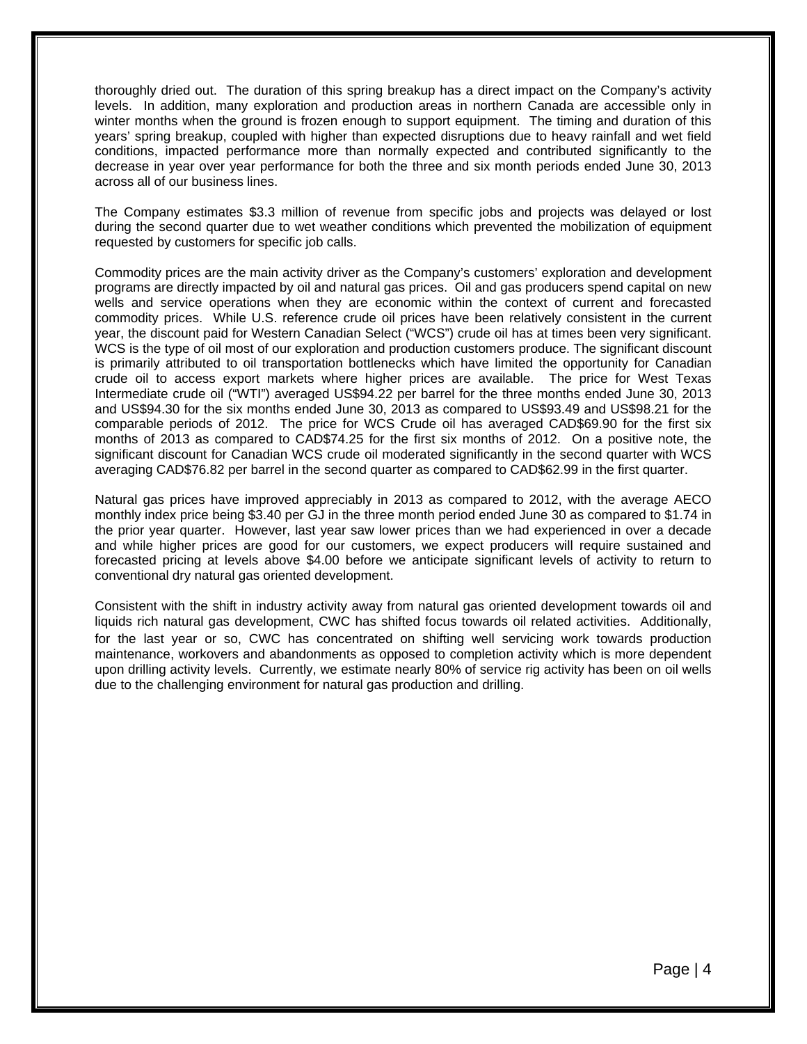thoroughly dried out. The duration of this spring breakup has a direct impact on the Company's activity levels. In addition, many exploration and production areas in northern Canada are accessible only in winter months when the ground is frozen enough to support equipment. The timing and duration of this years' spring breakup, coupled with higher than expected disruptions due to heavy rainfall and wet field conditions, impacted performance more than normally expected and contributed significantly to the decrease in year over year performance for both the three and six month periods ended June 30, 2013 across all of our business lines.

The Company estimates $3.3 million of revenue from specific jobs and projects was delayed or lost during the second quarter due to wet weather conditions which prevented the mobilization of equipment requested by customers for specific job calls.

Commodity prices are the main activity driver as the Company's customers' exploration and development programs are directly impacted by oil and natural gas prices. Oil and gas producers spend capital on new wells and service operations when they are economic within the context of current and forecasted commodity prices. While U.S. reference crude oil prices have been relatively consistent in the current year, the discount paid for Western Canadian Select ("WCS") crude oil has at times been very significant. WCS is the type of oil most of our exploration and production customers produce. The significant discount is primarily attributed to oil transportation bottlenecks which have limited the opportunity for Canadian crude oil to access export markets where higher prices are available. The price for West Texas Intermediate crude oil ("WTI") averaged US$94.22 per barrel for the three months ended June 30, 2013 and US$94.30 for the six months ended June 30, 2013 as compared to US$93.49 and US$98.21 for the comparable periods of 2012. The price for WCS Crude oil has averaged CAD$69.90 for the first six months of 2013 as compared to CAD$74.25 for the first six months of 2012. On a positive note, the significant discount for Canadian WCS crude oil moderated significantly in the second quarter with WCS averaging CAD$76.82 per barrel in the second quarter as compared to CAD$62.99 in the first quarter.

Natural gas prices have improved appreciably in 2013 as compared to 2012, with the average AECO monthly index price being $3.40 per GJ in the three month period ended June 30 as compared to $1.74 in the prior year quarter. However, last year saw lower prices than we had experienced in over a decade and while higher prices are good for our customers, we expect producers will require sustained and forecasted pricing at levels above $4.00 before we anticipate significant levels of activity to return to conventional dry natural gas oriented development.

Consistent with the shift in industry activity away from natural gas oriented development towards oil and liquids rich natural gas development, CWC has shifted focus towards oil related activities. Additionally, for the last year or so, CWC has concentrated on shifting well servicing work towards production maintenance, workovers and abandonments as opposed to completion activity which is more dependent upon drilling activity levels. Currently, we estimate nearly 80% of service rig activity has been on oil wells due to the challenging environment for natural gas production and drilling.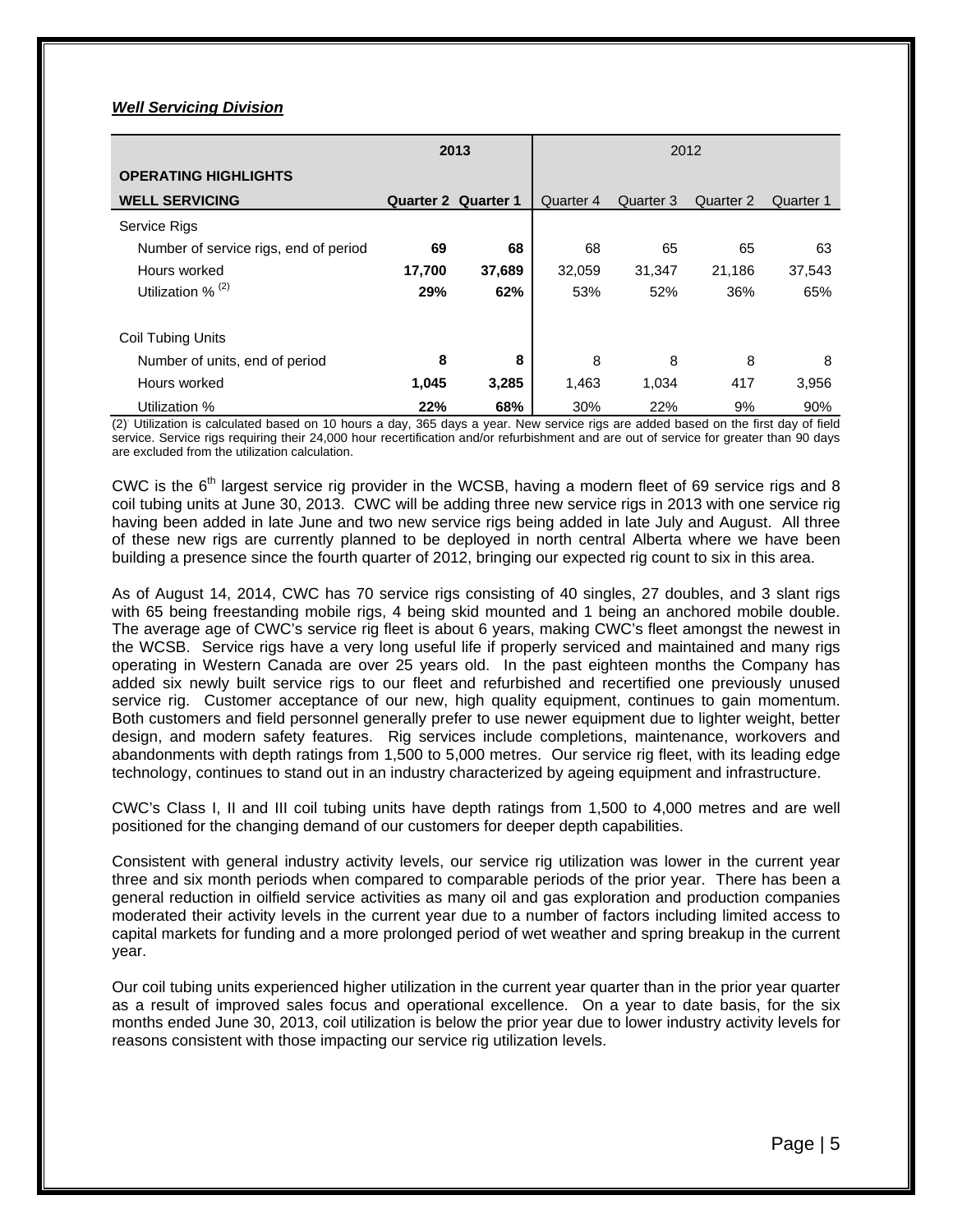***Well Servicing Division***

| OPERATING HIGHLIGHTS WELL SERVICING | 2013 | | 2012 | | | |
|---|---|---|---|---|---|---|
| | **Quarter 2** | **Quarter 1** | Quarter 4 | Quarter 3 | Quarter 2 | Quarter 1 |
| Service Rigs | | | | | | |
| Number of service rigs, end of period | **69** | **68** | 68 | 65 | 65 | 63 |
| Hours worked | **17,700** | **37,689** | 32,059 | 31,347 | 21,186 | 37,543 |
| Utilization % (2) | **29%** | **62%** | 53% | 52% | 36% | 65% |
| Coil Tubing Units | | | | | | |
| Number of units, end of period | **8** | **8** | 8 | 8 | 8 | 8 |
| Hours worked | **1,045** | **3,285** | 1,463 | 1,034 | 417 | 3,956 |
| Utilization % | **22%** | **68%** | 30% | 22% | 9% | 90% |

(2) Utilization is calculated based on 10 hours a day, 365 days a year. New service rigs are added based on the first day of field service. Service rigs requiring their 24,000 hour recertification and/or refurbishment and are out of service for greater than 90 days are excluded from the utilization calculation.

CWC is the 6th largest service rig provider in the WCSB, having a modern fleet of 69 service rigs and 8 coil tubing units at June 30, 2013. CWC will be adding three new service rigs in 2013 with one service rig having been added in late June and two new service rigs being added in late July and August. All three of these new rigs are currently planned to be deployed in north central Alberta where we have been building a presence since the fourth quarter of 2012, bringing our expected rig count to six in this area.

As of August 14, 2014, CWC has 70 service rigs consisting of 40 singles, 27 doubles, and 3 slant rigs with 65 being freestanding mobile rigs, 4 being skid mounted and 1 being an anchored mobile double. The average age of CWC's service rig fleet is about 6 years, making CWC's fleet amongst the newest in the WCSB. Service rigs have a very long useful life if properly serviced and maintained and many rigs operating in Western Canada are over 25 years old. In the past eighteen months the Company has added six newly built service rigs to our fleet and refurbished and recertified one previously unused service rig. Customer acceptance of our new, high quality equipment, continues to gain momentum. Both customers and field personnel generally prefer to use newer equipment due to lighter weight, better design, and modern safety features. Rig services include completions, maintenance, workovers and abandonments with depth ratings from 1,500 to 5,000 metres. Our service rig fleet, with its leading edge technology, continues to stand out in an industry characterized by ageing equipment and infrastructure.

CWC's Class I, II and III coil tubing units have depth ratings from 1,500 to 4,000 metres and are well positioned for the changing demand of our customers for deeper depth capabilities.

Consistent with general industry activity levels, our service rig utilization was lower in the current year three and six month periods when compared to comparable periods of the prior year. There has been a general reduction in oilfield service activities as many oil and gas exploration and production companies moderated their activity levels in the current year due to a number of factors including limited access to capital markets for funding and a more prolonged period of wet weather and spring breakup in the current year.

Our coil tubing units experienced higher utilization in the current year quarter than in the prior year quarter as a result of improved sales focus and operational excellence. On a year to date basis, for the six months ended June 30, 2013, coil utilization is below the prior year due to lower industry activity levels for reasons consistent with those impacting our service rig utilization levels.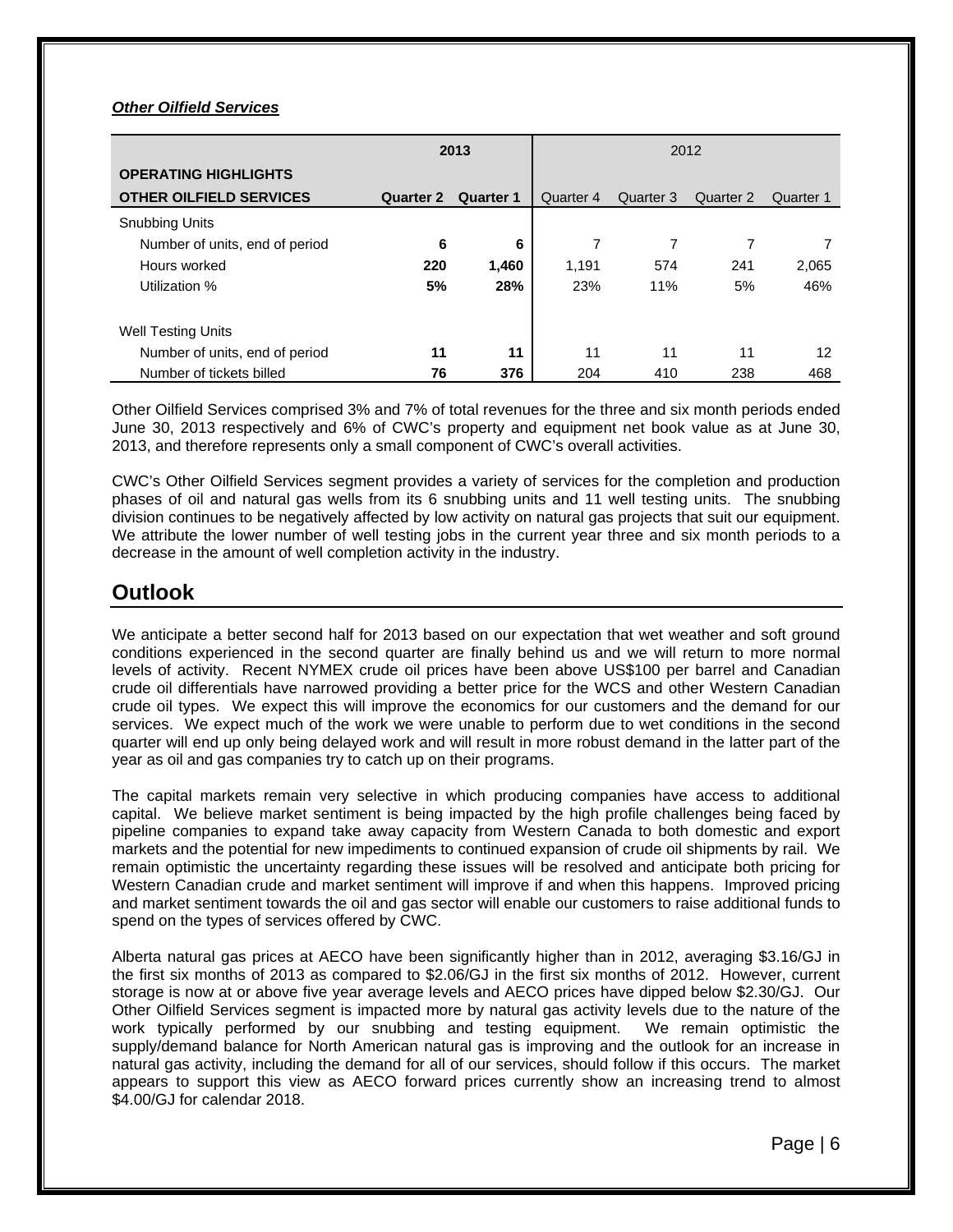***Other Oilfield Services***

| OPERATING HIGHLIGHTS OTHER OILFIELD SERVICES | 2013 | | 2012 | | | |
|---|---|---|---|---|---|---|
| | **Quarter 2** | **Quarter 1** | Quarter 4 | Quarter 3 | Quarter 2 | Quarter 1 |
| Snubbing Units | | | | | | |
| Number of units, end of period | **6** | **6** | 7 | 7 | 7 | 7 |
| Hours worked | **220** | **1,460** | 1,191 | 574 | 241 | 2,065 |
| Utilization % | **5%** | **28%** | 23% | 11% | 5% | 46% |
| | | | | | | |
| Well Testing Units | | | | | | |
| Number of units, end of period | **11** | **11** | 11 | 11 | 11 | 12 |
| Number of tickets billed | **76** | **376** | 204 | 410 | 238 | 468 |

Other Oilfield Services comprised 3% and 7% of total revenues for the three and six month periods ended June 30, 2013 respectively and 6% of CWC's property and equipment net book value as at June 30, 2013, and therefore represents only a small component of CWC's overall activities.

CWC's Other Oilfield Services segment provides a variety of services for the completion and production phases of oil and natural gas wells from its 6 snubbing units and 11 well testing units. The snubbing division continues to be negatively affected by low activity on natural gas projects that suit our equipment. We attribute the lower number of well testing jobs in the current year three and six month periods to a decrease in the amount of well completion activity in the industry.

## Outlook

We anticipate a better second half for 2013 based on our expectation that wet weather and soft ground conditions experienced in the second quarter are finally behind us and we will return to more normal levels of activity. Recent NYMEX crude oil prices have been above US$100 per barrel and Canadian crude oil differentials have narrowed providing a better price for the WCS and other Western Canadian crude oil types. We expect this will improve the economics for our customers and the demand for our services. We expect much of the work we were unable to perform due to wet conditions in the second quarter will end up only being delayed work and will result in more robust demand in the latter part of the year as oil and gas companies try to catch up on their programs.

The capital markets remain very selective in which producing companies have access to additional capital. We believe market sentiment is being impacted by the high profile challenges being faced by pipeline companies to expand take away capacity from Western Canada to both domestic and export markets and the potential for new impediments to continued expansion of crude oil shipments by rail. We remain optimistic the uncertainty regarding these issues will be resolved and anticipate both pricing for Western Canadian crude and market sentiment will improve if and when this happens. Improved pricing and market sentiment towards the oil and gas sector will enable our customers to raise additional funds to spend on the types of services offered by CWC.

Alberta natural gas prices at AECO have been significantly higher than in 2012, averaging $3.16/GJ in the first six months of 2013 as compared to $2.06/GJ in the first six months of 2012. However, current storage is now at or above five year average levels and AECO prices have dipped below $2.30/GJ. Our Other Oilfield Services segment is impacted more by natural gas activity levels due to the nature of the work typically performed by our snubbing and testing equipment. We remain optimistic the supply/demand balance for North American natural gas is improving and the outlook for an increase in natural gas activity, including the demand for all of our services, should follow if this occurs. The market appears to support this view as AECO forward prices currently show an increasing trend to almost $4.00/GJ for calendar 2018.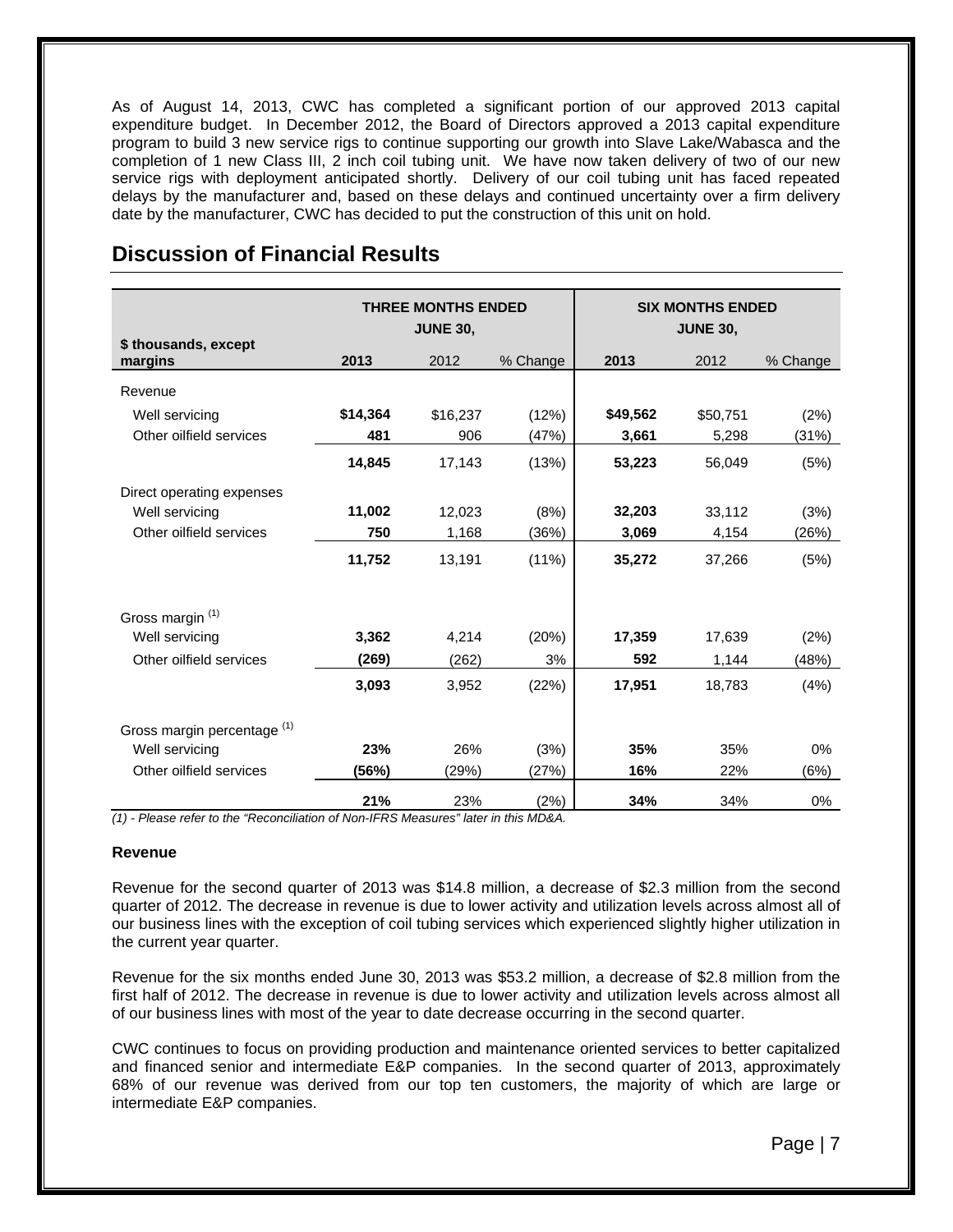As of August 14, 2013, CWC has completed a significant portion of our approved 2013 capital expenditure budget. In December 2012, the Board of Directors approved a 2013 capital expenditure program to build 3 new service rigs to continue supporting our growth into Slave Lake/Wabasca and the completion of 1 new Class III, 2 inch coil tubing unit. We have now taken delivery of two of our new service rigs with deployment anticipated shortly. Delivery of our coil tubing unit has faced repeated delays by the manufacturer and, based on these delays and continued uncertainty over a firm delivery date by the manufacturer, CWC has decided to put the construction of this unit on hold.

## Discussion of Financial Results

| $ thousands, except margins | THREE MONTHS ENDED JUNE 30, | | | SIX MONTHS ENDED JUNE 30, | | |
|---|---|---|---|---|---|---|
| | **2013** | 2012 | % Change | **2013** | 2012 | % Change |
| Revenue | | | | | | |
| Well servicing | **$14,364** | $16,237 | (12%) | **$49,562** | $50,751 | (2%) |
| Other oilfield services | **481** | 906 | (47%) | **3,661** | 5,298 | (31%) |
| | **14,845** | 17,143 | (13%) | **53,223** | 56,049 | (5%) |
| Direct operating expenses | | | | | | |
| Well servicing | **11,002** | 12,023 | (8%) | **32,203** | 33,112 | (3%) |
| Other oilfield services | **750** | 1,168 | (36%) | **3,069** | 4,154 | (26%) |
| | **11,752** | 13,191 | (11%) | **35,272** | 37,266 | (5%) |
| Gross margin [(1)] | | | | | | |
| Well servicing | **3,362** | 4,214 | (20%) | **17,359** | 17,639 | (2%) |
| Other oilfield services | **(269)** | (262) | 3% | **592** | 1,144 | (48%) |
| | **3,093** | 3,952 | (22%) | **17,951** | 18,783 | (4%) |
| Gross margin percentage [(1)] | | | | | | |
| Well servicing | **23%** | 26% | (3%) | **35%** | 35% | 0% |
| Other oilfield services | **(56%)** | (29%) | (27%) | **16%** | 22% | (6%) |
| | **21%** | 23% | (2%) | **34%** | 34% | 0% |

*(1) - Please refer to the "Reconciliation of Non-IFRS Measures" later in this MD&A.*

**Revenue**

Revenue for the second quarter of 2013 was $14.8 million, a decrease of $2.3 million from the second quarter of 2012. The decrease in revenue is due to lower activity and utilization levels across almost all of our business lines with the exception of coil tubing services which experienced slightly higher utilization in the current year quarter.

Revenue for the six months ended June 30, 2013 was $53.2 million, a decrease of $2.8 million from the first half of 2012. The decrease in revenue is due to lower activity and utilization levels across almost all of our business lines with most of the year to date decrease occurring in the second quarter.

CWC continues to focus on providing production and maintenance oriented services to better capitalized and financed senior and intermediate E&P companies. In the second quarter of 2013, approximately 68% of our revenue was derived from our top ten customers, the majority of which are large or intermediate E&P companies.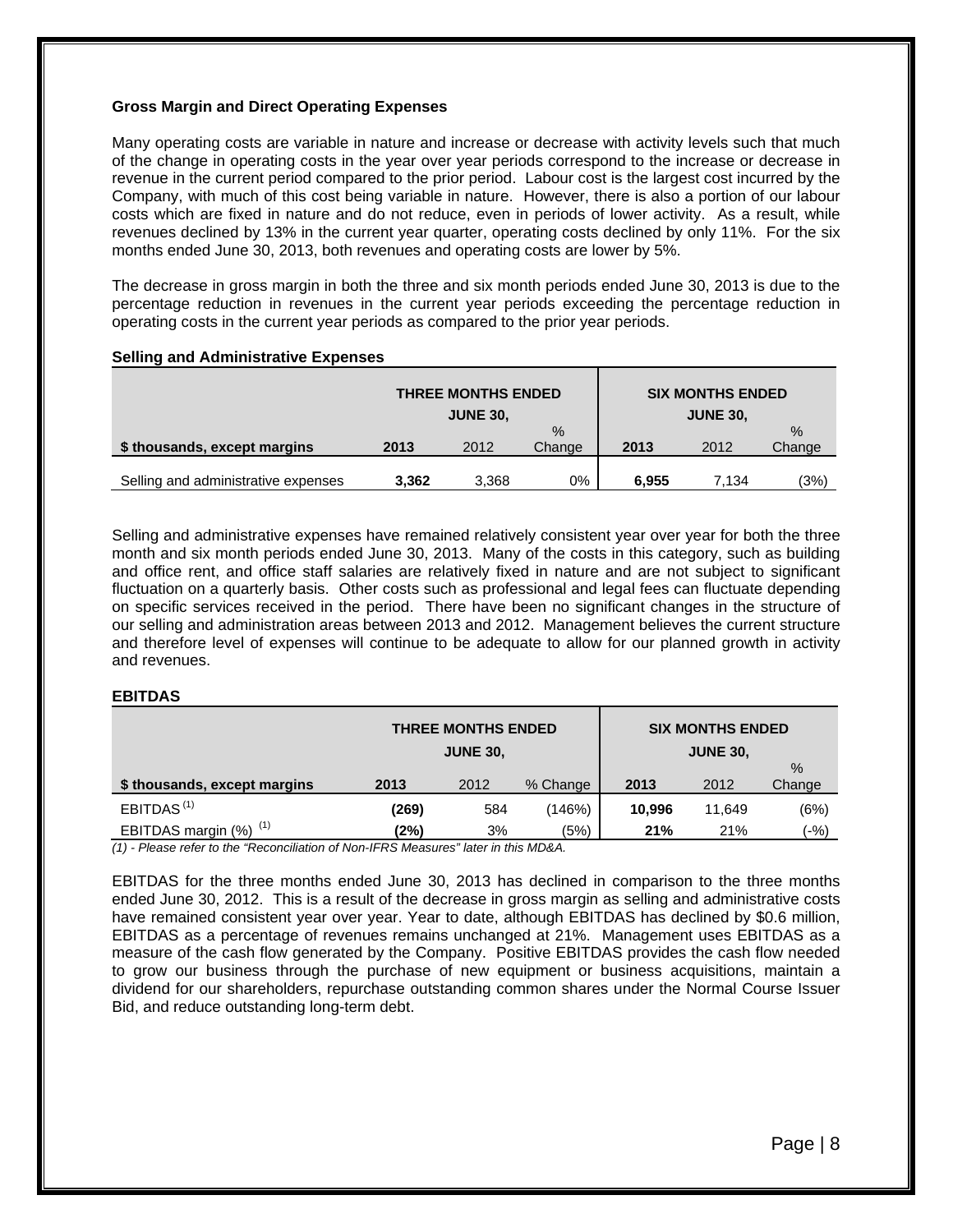**Gross Margin and Direct Operating Expenses**

Many operating costs are variable in nature and increase or decrease with activity levels such that much of the change in operating costs in the year over year periods correspond to the increase or decrease in revenue in the current period compared to the prior period. Labour cost is the largest cost incurred by the Company, with much of this cost being variable in nature. However, there is also a portion of our labour costs which are fixed in nature and do not reduce, even in periods of lower activity. As a result, while revenues declined by 13% in the current year quarter, operating costs declined by only 11%. For the six months ended June 30, 2013, both revenues and operating costs are lower by 5%.

The decrease in gross margin in both the three and six month periods ended June 30, 2013 is due to the percentage reduction in revenues in the current year periods exceeding the percentage reduction in operating costs in the current year periods as compared to the prior year periods.

**Selling and Administrative Expenses**

| | THREE MONTHS ENDED JUNE 30, | | | SIX MONTHS ENDED JUNE 30, | | |
|---|---|---|---|---|---|---|
| **$ thousands, except margins** | **2013** | 2012 | % Change | **2013** | 2012 | % Change |
| Selling and administrative expenses | **3,362** | 3,368 | 0% | **6,955** | 7,134 | (3%) |

Selling and administrative expenses have remained relatively consistent year over year for both the three month and six month periods ended June 30, 2013. Many of the costs in this category, such as building and office rent, and office staff salaries are relatively fixed in nature and are not subject to significant fluctuation on a quarterly basis. Other costs such as professional and legal fees can fluctuate depending on specific services received in the period. There have been no significant changes in the structure of our selling and administration areas between 2013 and 2012. Management believes the current structure and therefore level of expenses will continue to be adequate to allow for our planned growth in activity and revenues.

**EBITDAS**

| | THREE MONTHS ENDED JUNE 30, | | | SIX MONTHS ENDED JUNE 30, | | |
|---|---|---|---|---|---|---|
| **$ thousands, except margins** | **2013** | 2012 | % Change | **2013** | 2012 | % Change |
| EBITDAS [(1)] | **(269)** | 584 | (146%) | **10,996** | 11,649 | (6%) |
| EBITDAS margin (%) [(1)] | **(2%)** | 3% | (5%) | **21%** | 21% | (-%) |

*(1) - Please refer to the "Reconciliation of Non-IFRS Measures" later in this MD&A.*

EBITDAS for the three months ended June 30, 2013 has declined in comparison to the three months ended June 30, 2012. This is a result of the decrease in gross margin as selling and administrative costs have remained consistent year over year. Year to date, although EBITDAS has declined by $0.6 million, EBITDAS as a percentage of revenues remains unchanged at 21%. Management uses EBITDAS as a measure of the cash flow generated by the Company. Positive EBITDAS provides the cash flow needed to grow our business through the purchase of new equipment or business acquisitions, maintain a dividend for our shareholders, repurchase outstanding common shares under the Normal Course Issuer Bid, and reduce outstanding long-term debt.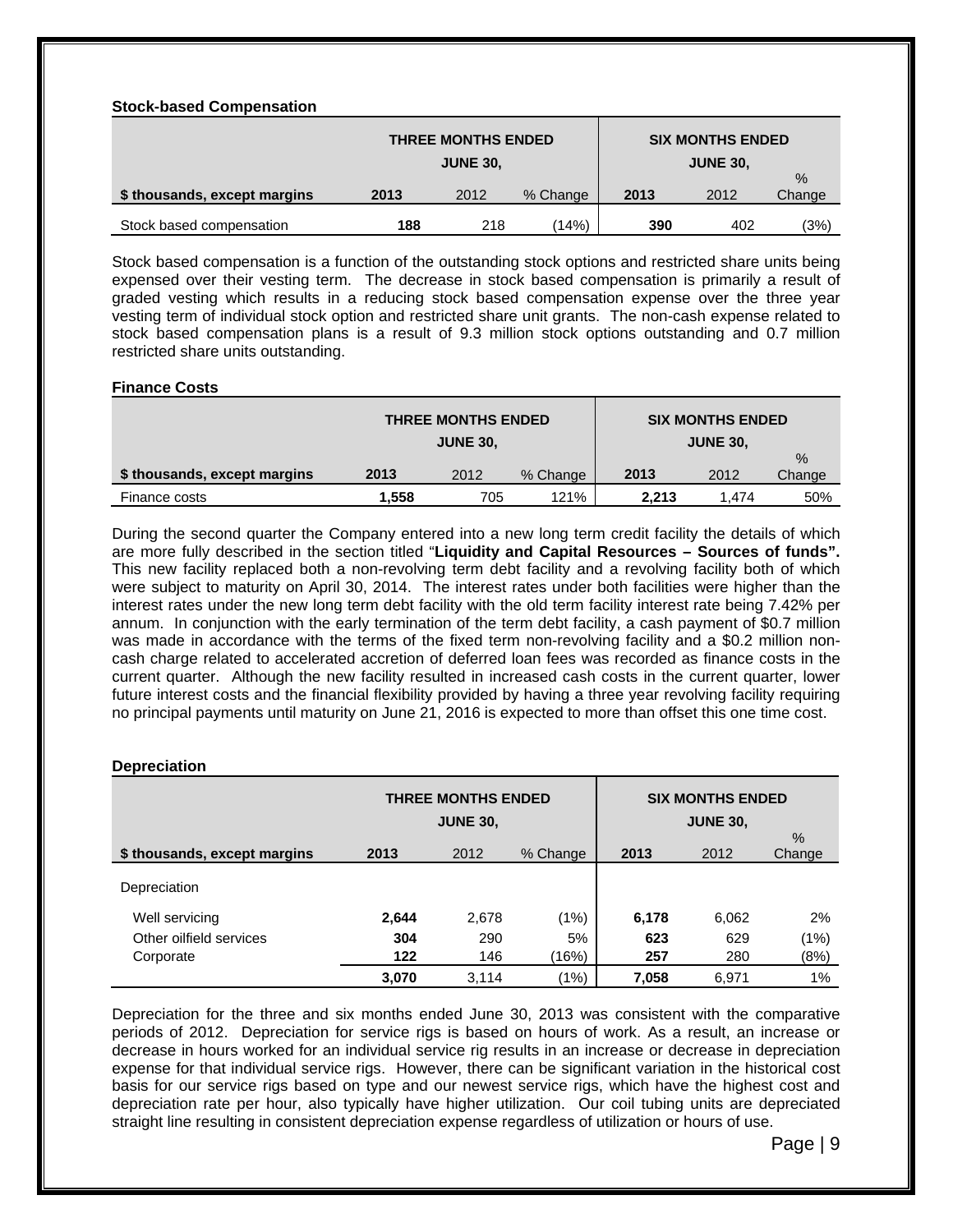### Stock-based Compensation

| $ thousands, except margins | THREE MONTHS ENDED JUNE 30, 2013 | 2012 | % Change | SIX MONTHS ENDED JUNE 30, 2013 | 2012 | % Change |
|---|---|---|---|---|---|---|
| Stock based compensation | **188** | 218 | (14%) | **390** | 402 | (3%) |

Stock based compensation is a function of the outstanding stock options and restricted share units being expensed over their vesting term. The decrease in stock based compensation is primarily a result of graded vesting which results in a reducing stock based compensation expense over the three year vesting term of individual stock option and restricted share unit grants. The non-cash expense related to stock based compensation plans is a result of 9.3 million stock options outstanding and 0.7 million restricted share units outstanding.

### Finance Costs

| $ thousands, except margins | THREE MONTHS ENDED JUNE 30, 2013 | 2012 | % Change | SIX MONTHS ENDED JUNE 30, 2013 | 2012 | % Change |
|---|---|---|---|---|---|---|
| Finance costs | **1,558** | 705 | 121% | **2,213** | 1,474 | 50% |

During the second quarter the Company entered into a new long term credit facility the details of which are more fully described in the section titled "**Liquidity and Capital Resources – Sources of funds".** This new facility replaced both a non-revolving term debt facility and a revolving facility both of which were subject to maturity on April 30, 2014. The interest rates under both facilities were higher than the interest rates under the new long term debt facility with the old term facility interest rate being 7.42% per annum. In conjunction with the early termination of the term debt facility, a cash payment of $0.7 million was made in accordance with the terms of the fixed term non-revolving facility and a $0.2 million non-cash charge related to accelerated accretion of deferred loan fees was recorded as finance costs in the current quarter. Although the new facility resulted in increased cash costs in the current quarter, lower future interest costs and the financial flexibility provided by having a three year revolving facility requiring no principal payments until maturity on June 21, 2016 is expected to more than offset this one time cost.

### Depreciation

| $ thousands, except margins | THREE MONTHS ENDED JUNE 30, 2013 | 2012 | % Change | SIX MONTHS ENDED JUNE 30, 2013 | 2012 | % Change |
|---|---|---|---|---|---|---|
| Depreciation | | | | | | |
| Well servicing | **2,644** | 2,678 | (1%) | **6,178** | 6,062 | 2% |
| Other oilfield services | **304** | 290 | 5% | **623** | 629 | (1%) |
| Corporate | **122** | 146 | (16%) | **257** | 280 | (8%) |
| | **3,070** | 3,114 | (1%) | **7,058** | 6,971 | 1% |

Depreciation for the three and six months ended June 30, 2013 was consistent with the comparative periods of 2012. Depreciation for service rigs is based on hours of work. As a result, an increase or decrease in hours worked for an individual service rig results in an increase or decrease in depreciation expense for that individual service rigs. However, there can be significant variation in the historical cost basis for our service rigs based on type and our newest service rigs, which have the highest cost and depreciation rate per hour, also typically have higher utilization. Our coil tubing units are depreciated straight line resulting in consistent depreciation expense regardless of utilization or hours of use.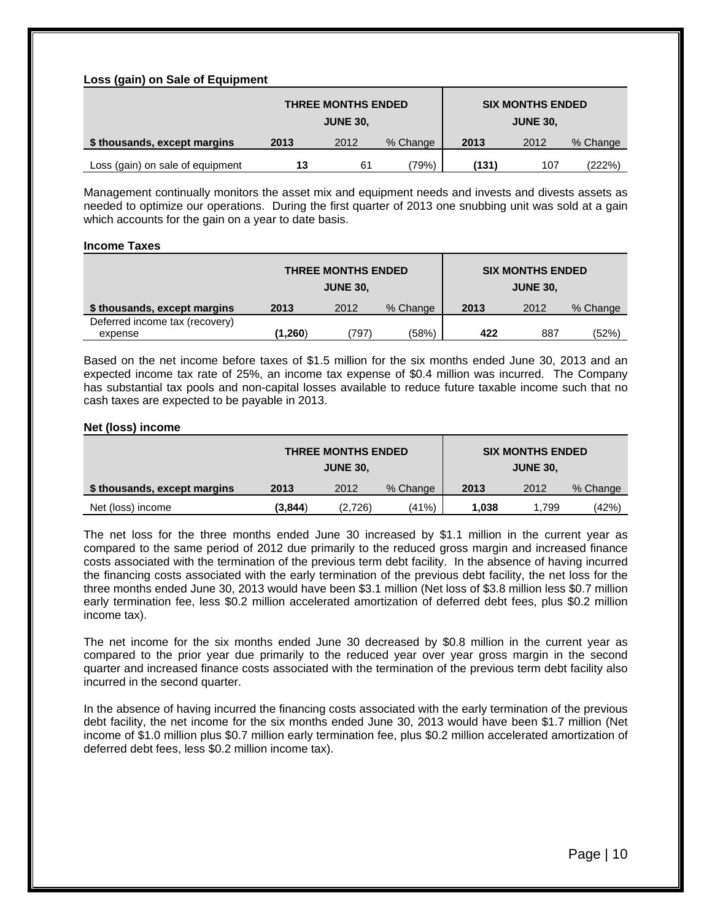**Loss (gain) on Sale of Equipment**

| | THREE MONTHS ENDED JUNE 30, | | | SIX MONTHS ENDED JUNE 30, | | |
|---|---|---|---|---|---|---|
| **$ thousands, except margins** | **2013** | 2012 | % Change | **2013** | 2012 | % Change |
| Loss (gain) on sale of equipment | **13** | 61 | (79%) | **(131)** | 107 | (222%) |

Management continually monitors the asset mix and equipment needs and invests and divests assets as needed to optimize our operations. During the first quarter of 2013 one snubbing unit was sold at a gain which accounts for the gain on a year to date basis.

**Income Taxes**

| | THREE MONTHS ENDED JUNE 30, | | | SIX MONTHS ENDED JUNE 30, | | |
|---|---|---|---|---|---|---|
| **$ thousands, except margins** | **2013** | 2012 | % Change | **2013** | 2012 | % Change |
| Deferred income tax (recovery) expense | **(1,260)** | (797) | (58%) | **422** | 887 | (52%) |

Based on the net income before taxes of $1.5 million for the six months ended June 30, 2013 and an expected income tax rate of 25%, an income tax expense of $0.4 million was incurred. The Company has substantial tax pools and non-capital losses available to reduce future taxable income such that no cash taxes are expected to be payable in 2013.

**Net (loss) income**

| | THREE MONTHS ENDED JUNE 30, | | | SIX MONTHS ENDED JUNE 30, | | |
|---|---|---|---|---|---|---|
| **$ thousands, except margins** | **2013** | 2012 | % Change | **2013** | 2012 | % Change |
| Net (loss) income | **(3,844)** | (2,726) | (41%) | **1,038** | 1,799 | (42%) |

The net loss for the three months ended June 30 increased by $1.1 million in the current year as compared to the same period of 2012 due primarily to the reduced gross margin and increased finance costs associated with the termination of the previous term debt facility. In the absence of having incurred the financing costs associated with the early termination of the previous debt facility, the net loss for the three months ended June 30, 2013 would have been $3.1 million (Net loss of $3.8 million less $0.7 million early termination fee, less $0.2 million accelerated amortization of deferred debt fees, plus $0.2 million income tax).

The net income for the six months ended June 30 decreased by $0.8 million in the current year as compared to the prior year due primarily to the reduced year over year gross margin in the second quarter and increased finance costs associated with the termination of the previous term debt facility also incurred in the second quarter.

In the absence of having incurred the financing costs associated with the early termination of the previous debt facility, the net income for the six months ended June 30, 2013 would have been $1.7 million (Net income of $1.0 million plus $0.7 million early termination fee, plus $0.2 million accelerated amortization of deferred debt fees, less $0.2 million income tax).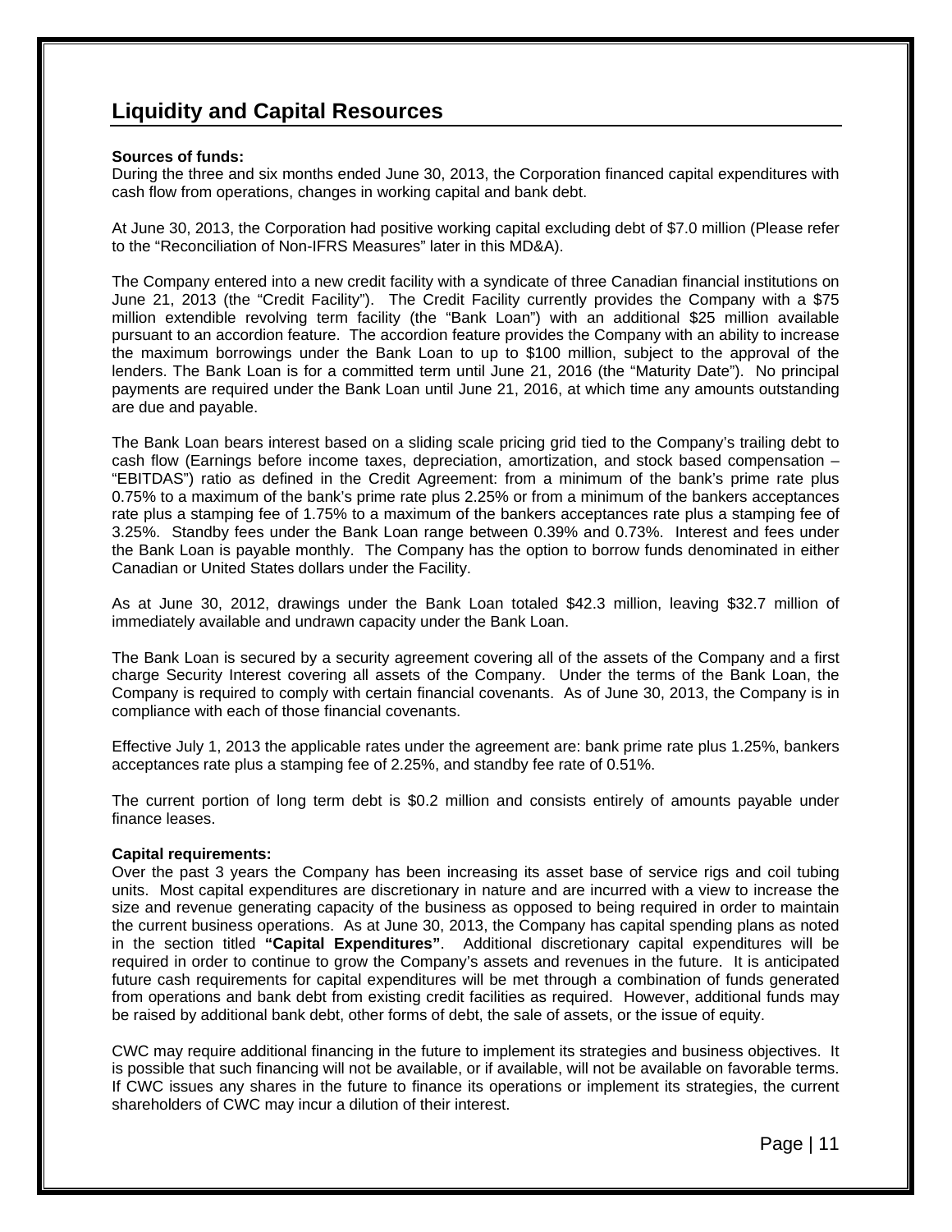## Liquidity and Capital Resources

**Sources of funds:**
During the three and six months ended June 30, 2013, the Corporation financed capital expenditures with cash flow from operations, changes in working capital and bank debt.

At June 30, 2013, the Corporation had positive working capital excluding debt of $7.0 million (Please refer to the "Reconciliation of Non-IFRS Measures" later in this MD&A).

The Company entered into a new credit facility with a syndicate of three Canadian financial institutions on June 21, 2013 (the "Credit Facility"). The Credit Facility currently provides the Company with a $75 million extendible revolving term facility (the "Bank Loan") with an additional $25 million available pursuant to an accordion feature. The accordion feature provides the Company with an ability to increase the maximum borrowings under the Bank Loan to up to $100 million, subject to the approval of the lenders. The Bank Loan is for a committed term until June 21, 2016 (the "Maturity Date"). No principal payments are required under the Bank Loan until June 21, 2016, at which time any amounts outstanding are due and payable.

The Bank Loan bears interest based on a sliding scale pricing grid tied to the Company's trailing debt to cash flow (Earnings before income taxes, depreciation, amortization, and stock based compensation – "EBITDAS") ratio as defined in the Credit Agreement: from a minimum of the bank's prime rate plus 0.75% to a maximum of the bank's prime rate plus 2.25% or from a minimum of the bankers acceptances rate plus a stamping fee of 1.75% to a maximum of the bankers acceptances rate plus a stamping fee of 3.25%. Standby fees under the Bank Loan range between 0.39% and 0.73%. Interest and fees under the Bank Loan is payable monthly. The Company has the option to borrow funds denominated in either Canadian or United States dollars under the Facility.

As at June 30, 2012, drawings under the Bank Loan totaled $42.3 million, leaving $32.7 million of immediately available and undrawn capacity under the Bank Loan.

The Bank Loan is secured by a security agreement covering all of the assets of the Company and a first charge Security Interest covering all assets of the Company. Under the terms of the Bank Loan, the Company is required to comply with certain financial covenants. As of June 30, 2013, the Company is in compliance with each of those financial covenants.

Effective July 1, 2013 the applicable rates under the agreement are: bank prime rate plus 1.25%, bankers acceptances rate plus a stamping fee of 2.25%, and standby fee rate of 0.51%.

The current portion of long term debt is $0.2 million and consists entirely of amounts payable under finance leases.

**Capital requirements:**
Over the past 3 years the Company has been increasing its asset base of service rigs and coil tubing units. Most capital expenditures are discretionary in nature and are incurred with a view to increase the size and revenue generating capacity of the business as opposed to being required in order to maintain the current business operations. As at June 30, 2013, the Company has capital spending plans as noted in the section titled **"Capital Expenditures"**. Additional discretionary capital expenditures will be required in order to continue to grow the Company's assets and revenues in the future. It is anticipated future cash requirements for capital expenditures will be met through a combination of funds generated from operations and bank debt from existing credit facilities as required. However, additional funds may be raised by additional bank debt, other forms of debt, the sale of assets, or the issue of equity.

CWC may require additional financing in the future to implement its strategies and business objectives. It is possible that such financing will not be available, or if available, will not be available on favorable terms. If CWC issues any shares in the future to finance its operations or implement its strategies, the current shareholders of CWC may incur a dilution of their interest.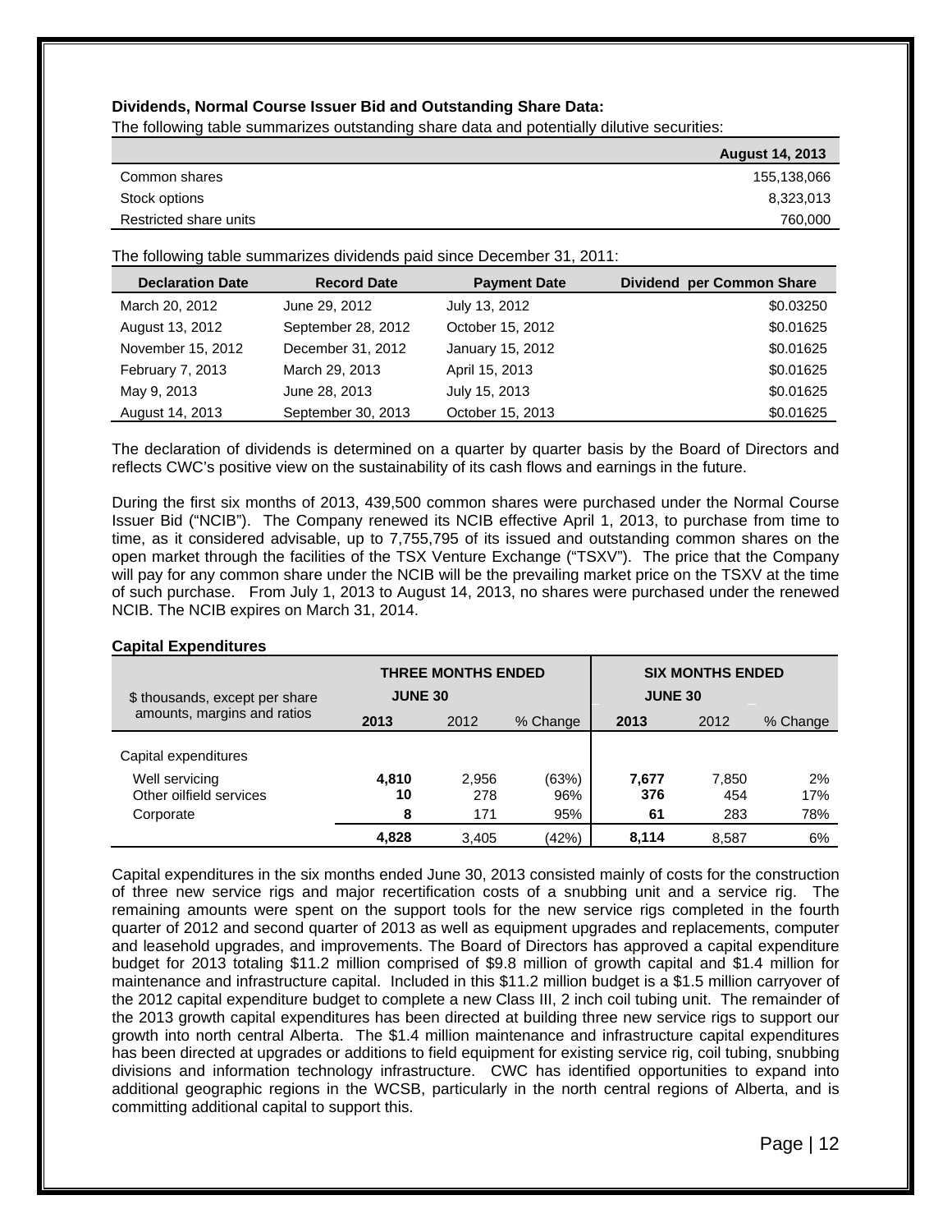**Dividends, Normal Course Issuer Bid and Outstanding Share Data:**

The following table summarizes outstanding share data and potentially dilutive securities:

| | August 14, 2013 |
|---|---|
| Common shares | 155,138,066 |
| Stock options | 8,323,013 |
| Restricted share units | 760,000 |

The following table summarizes dividends paid since December 31, 2011:

| Declaration Date | Record Date | Payment Date | Dividend per Common Share |
|---|---|---|---|
| March 20, 2012 | June 29, 2012 | July 13, 2012 | $0.03250 |
| August 13, 2012 | September 28, 2012 | October 15, 2012 | $0.01625 |
| November 15, 2012 | December 31, 2012 | January 15, 2012 | $0.01625 |
| February 7, 2013 | March 29, 2013 | April 15, 2013 | $0.01625 |
| May 9, 2013 | June 28, 2013 | July 15, 2013 | $0.01625 |
| August 14, 2013 | September 30, 2013 | October 15, 2013 | $0.01625 |

The declaration of dividends is determined on a quarter by quarter basis by the Board of Directors and reflects CWC's positive view on the sustainability of its cash flows and earnings in the future.

During the first six months of 2013, 439,500 common shares were purchased under the Normal Course Issuer Bid ("NCIB"). The Company renewed its NCIB effective April 1, 2013, to purchase from time to time, as it considered advisable, up to 7,755,795 of its issued and outstanding common shares on the open market through the facilities of the TSX Venture Exchange ("TSXV"). The price that the Company will pay for any common share under the NCIB will be the prevailing market price on the TSXV at the time of such purchase. From July 1, 2013 to August 14, 2013, no shares were purchased under the renewed NCIB. The NCIB expires on March 31, 2014.

**Capital Expenditures**

| $ thousands, except per share amounts, margins and ratios | THREE MONTHS ENDED JUNE 30 | | | SIX MONTHS ENDED JUNE 30 | | |
|---|---|---|---|---|---|---|
| | **2013** | 2012 | % Change | **2013** | 2012 | % Change |
| Capital expenditures | | | | | | |
| Well servicing | **4,810** | 2,956 | (63%) | **7,677** | 7,850 | 2% |
| Other oilfield services | **10** | 278 | 96% | **376** | 454 | 17% |
| Corporate | **8** | 171 | 95% | **61** | 283 | 78% |
| | **4,828** | 3,405 | (42%) | **8,114** | 8,587 | 6% |

Capital expenditures in the six months ended June 30, 2013 consisted mainly of costs for the construction of three new service rigs and major recertification costs of a snubbing unit and a service rig. The remaining amounts were spent on the support tools for the new service rigs completed in the fourth quarter of 2012 and second quarter of 2013 as well as equipment upgrades and replacements, computer and leasehold upgrades, and improvements. The Board of Directors has approved a capital expenditure budget for 2013 totaling $11.2 million comprised of $9.8 million of growth capital and $1.4 million for maintenance and infrastructure capital. Included in this $11.2 million budget is a $1.5 million carryover of the 2012 capital expenditure budget to complete a new Class III, 2 inch coil tubing unit. The remainder of the 2013 growth capital expenditures has been directed at building three new service rigs to support our growth into north central Alberta. The $1.4 million maintenance and infrastructure capital expenditures has been directed at upgrades or additions to field equipment for existing service rig, coil tubing, snubbing divisions and information technology infrastructure. CWC has identified opportunities to expand into additional geographic regions in the WCSB, particularly in the north central regions of Alberta, and is committing additional capital to support this.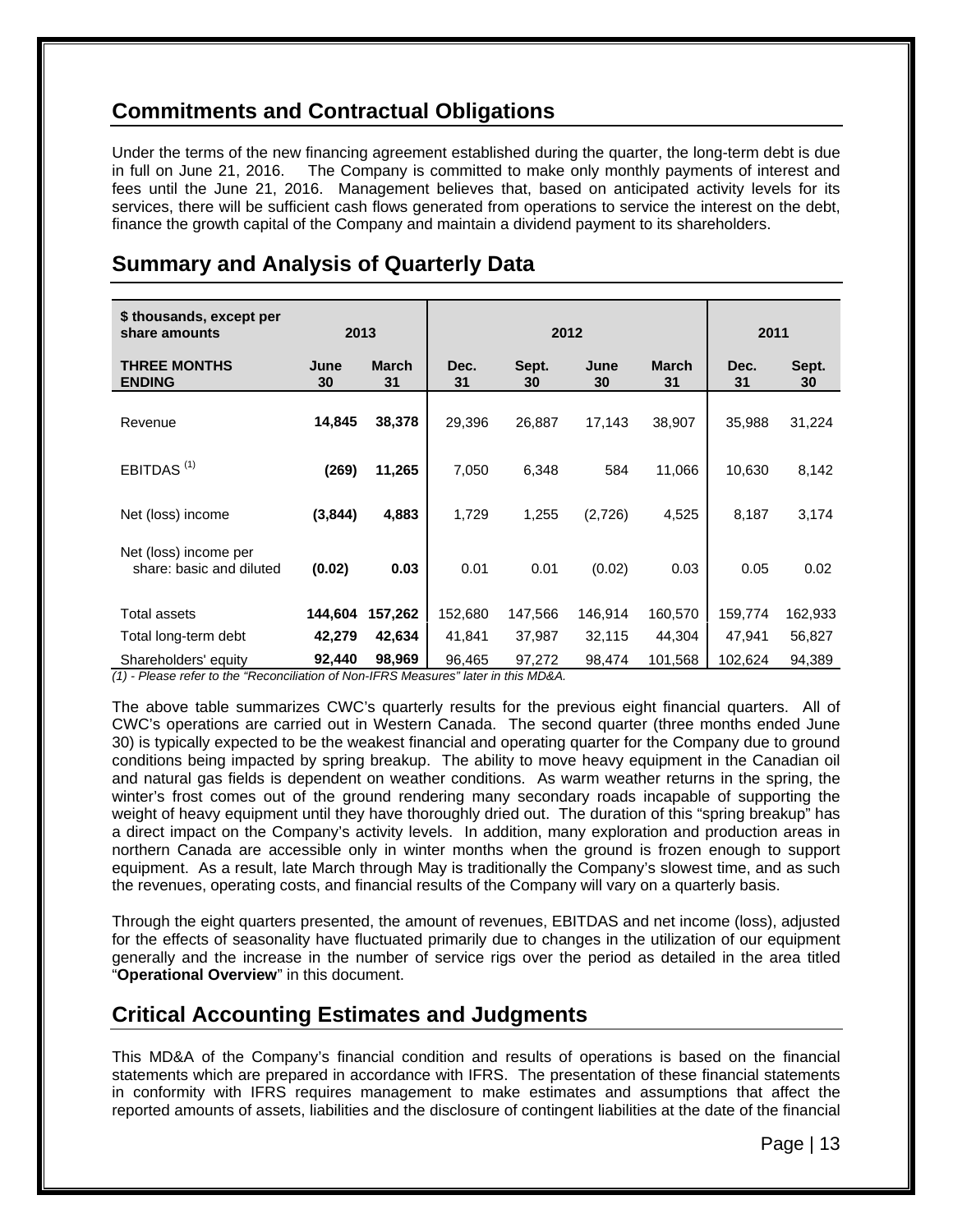## Commitments and Contractual Obligations

Under the terms of the new financing agreement established during the quarter, the long-term debt is due in full on June 21, 2016. The Company is committed to make only monthly payments of interest and fees until the June 21, 2016. Management believes that, based on anticipated activity levels for its services, there will be sufficient cash flows generated from operations to service the interest on the debt, finance the growth capital of the Company and maintain a dividend payment to its shareholders.

## Summary and Analysis of Quarterly Data

| **$ thousands, except per share amounts** | **2013** | | **2012** | | | | **2011** | |
|---|---|---|---|---|---|---|---|---|
| **THREE MONTHS ENDING** | **June 30** | **March 31** | **Dec. 31** | **Sept. 30** | **June 30** | **March 31** | **Dec. 31** | **Sept. 30** |
| Revenue | **14,845** | **38,378** | 29,396 | 26,887 | 17,143 | 38,907 | 35,988 | 31,224 |
| EBITDAS [(1)] | **(269)** | **11,265** | 7,050 | 6,348 | 584 | 11,066 | 10,630 | 8,142 |
| Net (loss) income | **(3,844)** | **4,883** | 1,729 | 1,255 | (2,726) | 4,525 | 8,187 | 3,174 |
| Net (loss) income per share: basic and diluted | **(0.02)** | **0.03** | 0.01 | 0.01 | (0.02) | 0.03 | 0.05 | 0.02 |
| Total assets | **144,604** | **157,262** | 152,680 | 147,566 | 146,914 | 160,570 | 159,774 | 162,933 |
| Total long-term debt | **42,279** | **42,634** | 41,841 | 37,987 | 32,115 | 44,304 | 47,941 | 56,827 |
| Shareholders' equity | **92,440** | **98,969** | 96,465 | 97,272 | 98,474 | 101,568 | 102,624 | 94,389 |

*(1) - Please refer to the "Reconciliation of Non-IFRS Measures" later in this MD&A.*

The above table summarizes CWC's quarterly results for the previous eight financial quarters. All of CWC's operations are carried out in Western Canada. The second quarter (three months ended June 30) is typically expected to be the weakest financial and operating quarter for the Company due to ground conditions being impacted by spring breakup. The ability to move heavy equipment in the Canadian oil and natural gas fields is dependent on weather conditions. As warm weather returns in the spring, the winter's frost comes out of the ground rendering many secondary roads incapable of supporting the weight of heavy equipment until they have thoroughly dried out. The duration of this "spring breakup" has a direct impact on the Company's activity levels. In addition, many exploration and production areas in northern Canada are accessible only in winter months when the ground is frozen enough to support equipment. As a result, late March through May is traditionally the Company's slowest time, and as such the revenues, operating costs, and financial results of the Company will vary on a quarterly basis.

Through the eight quarters presented, the amount of revenues, EBITDAS and net income (loss), adjusted for the effects of seasonality have fluctuated primarily due to changes in the utilization of our equipment generally and the increase in the number of service rigs over the period as detailed in the area titled "**Operational Overview**" in this document.

## Critical Accounting Estimates and Judgments

This MD&A of the Company's financial condition and results of operations is based on the financial statements which are prepared in accordance with IFRS. The presentation of these financial statements in conformity with IFRS requires management to make estimates and assumptions that affect the reported amounts of assets, liabilities and the disclosure of contingent liabilities at the date of the financial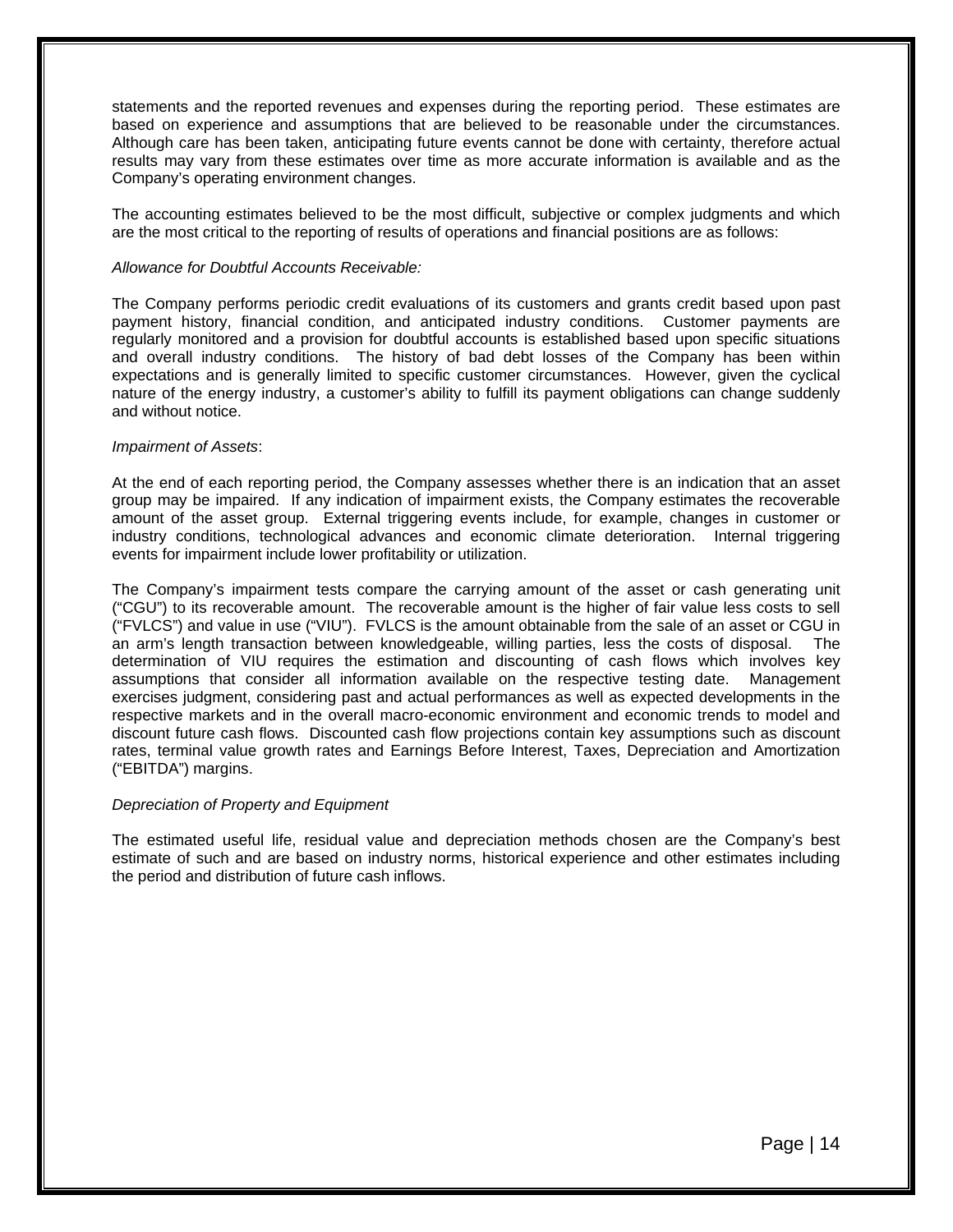statements and the reported revenues and expenses during the reporting period. These estimates are based on experience and assumptions that are believed to be reasonable under the circumstances. Although care has been taken, anticipating future events cannot be done with certainty, therefore actual results may vary from these estimates over time as more accurate information is available and as the Company's operating environment changes.

The accounting estimates believed to be the most difficult, subjective or complex judgments and which are the most critical to the reporting of results of operations and financial positions are as follows:

*Allowance for Doubtful Accounts Receivable:*

The Company performs periodic credit evaluations of its customers and grants credit based upon past payment history, financial condition, and anticipated industry conditions. Customer payments are regularly monitored and a provision for doubtful accounts is established based upon specific situations and overall industry conditions. The history of bad debt losses of the Company has been within expectations and is generally limited to specific customer circumstances. However, given the cyclical nature of the energy industry, a customer's ability to fulfill its payment obligations can change suddenly and without notice.

*Impairment of Assets*:

At the end of each reporting period, the Company assesses whether there is an indication that an asset group may be impaired. If any indication of impairment exists, the Company estimates the recoverable amount of the asset group. External triggering events include, for example, changes in customer or industry conditions, technological advances and economic climate deterioration. Internal triggering events for impairment include lower profitability or utilization.

The Company's impairment tests compare the carrying amount of the asset or cash generating unit ("CGU") to its recoverable amount. The recoverable amount is the higher of fair value less costs to sell ("FVLCS") and value in use ("VIU"). FVLCS is the amount obtainable from the sale of an asset or CGU in an arm's length transaction between knowledgeable, willing parties, less the costs of disposal. The determination of VIU requires the estimation and discounting of cash flows which involves key assumptions that consider all information available on the respective testing date. Management exercises judgment, considering past and actual performances as well as expected developments in the respective markets and in the overall macro-economic environment and economic trends to model and discount future cash flows. Discounted cash flow projections contain key assumptions such as discount rates, terminal value growth rates and Earnings Before Interest, Taxes, Depreciation and Amortization ("EBITDA") margins.

*Depreciation of Property and Equipment*

The estimated useful life, residual value and depreciation methods chosen are the Company's best estimate of such and are based on industry norms, historical experience and other estimates including the period and distribution of future cash inflows.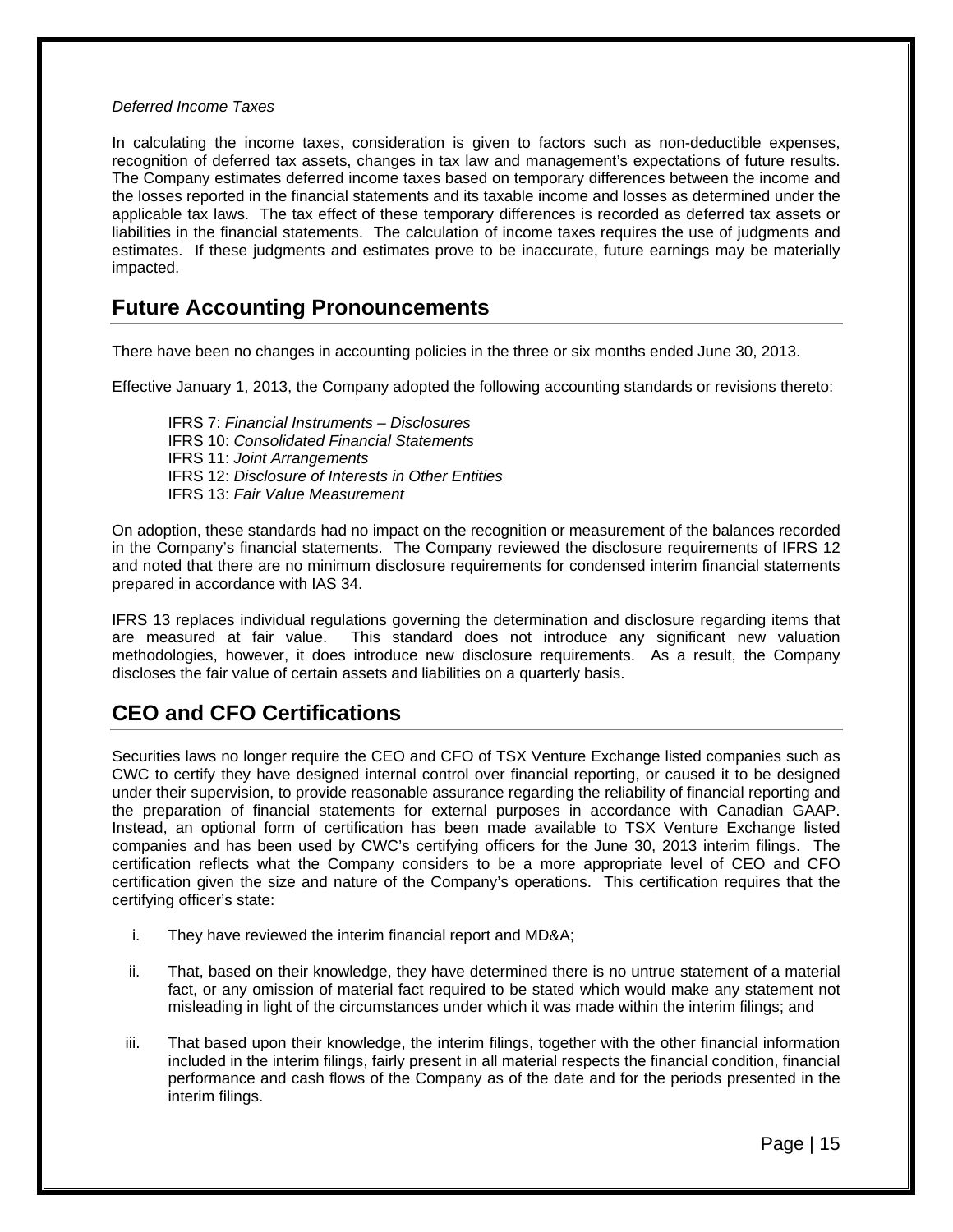*Deferred Income Taxes*

In calculating the income taxes, consideration is given to factors such as non-deductible expenses, recognition of deferred tax assets, changes in tax law and management's expectations of future results. The Company estimates deferred income taxes based on temporary differences between the income and the losses reported in the financial statements and its taxable income and losses as determined under the applicable tax laws. The tax effect of these temporary differences is recorded as deferred tax assets or liabilities in the financial statements. The calculation of income taxes requires the use of judgments and estimates. If these judgments and estimates prove to be inaccurate, future earnings may be materially impacted.

## Future Accounting Pronouncements

There have been no changes in accounting policies in the three or six months ended June 30, 2013.

Effective January 1, 2013, the Company adopted the following accounting standards or revisions thereto:

IFRS 7: *Financial Instruments – Disclosures*
IFRS 10: *Consolidated Financial Statements*
IFRS 11: *Joint Arrangements*
IFRS 12: *Disclosure of Interests in Other Entities*
IFRS 13: *Fair Value Measurement*

On adoption, these standards had no impact on the recognition or measurement of the balances recorded in the Company's financial statements. The Company reviewed the disclosure requirements of IFRS 12 and noted that there are no minimum disclosure requirements for condensed interim financial statements prepared in accordance with IAS 34.

IFRS 13 replaces individual regulations governing the determination and disclosure regarding items that are measured at fair value. This standard does not introduce any significant new valuation methodologies, however, it does introduce new disclosure requirements. As a result, the Company discloses the fair value of certain assets and liabilities on a quarterly basis.

## CEO and CFO Certifications

Securities laws no longer require the CEO and CFO of TSX Venture Exchange listed companies such as CWC to certify they have designed internal control over financial reporting, or caused it to be designed under their supervision, to provide reasonable assurance regarding the reliability of financial reporting and the preparation of financial statements for external purposes in accordance with Canadian GAAP. Instead, an optional form of certification has been made available to TSX Venture Exchange listed companies and has been used by CWC's certifying officers for the June 30, 2013 interim filings. The certification reflects what the Company considers to be a more appropriate level of CEO and CFO certification given the size and nature of the Company's operations. This certification requires that the certifying officer's state:

i. They have reviewed the interim financial report and MD&A;

ii. That, based on their knowledge, they have determined there is no untrue statement of a material fact, or any omission of material fact required to be stated which would make any statement not misleading in light of the circumstances under which it was made within the interim filings; and

iii. That based upon their knowledge, the interim filings, together with the other financial information included in the interim filings, fairly present in all material respects the financial condition, financial performance and cash flows of the Company as of the date and for the periods presented in the interim filings.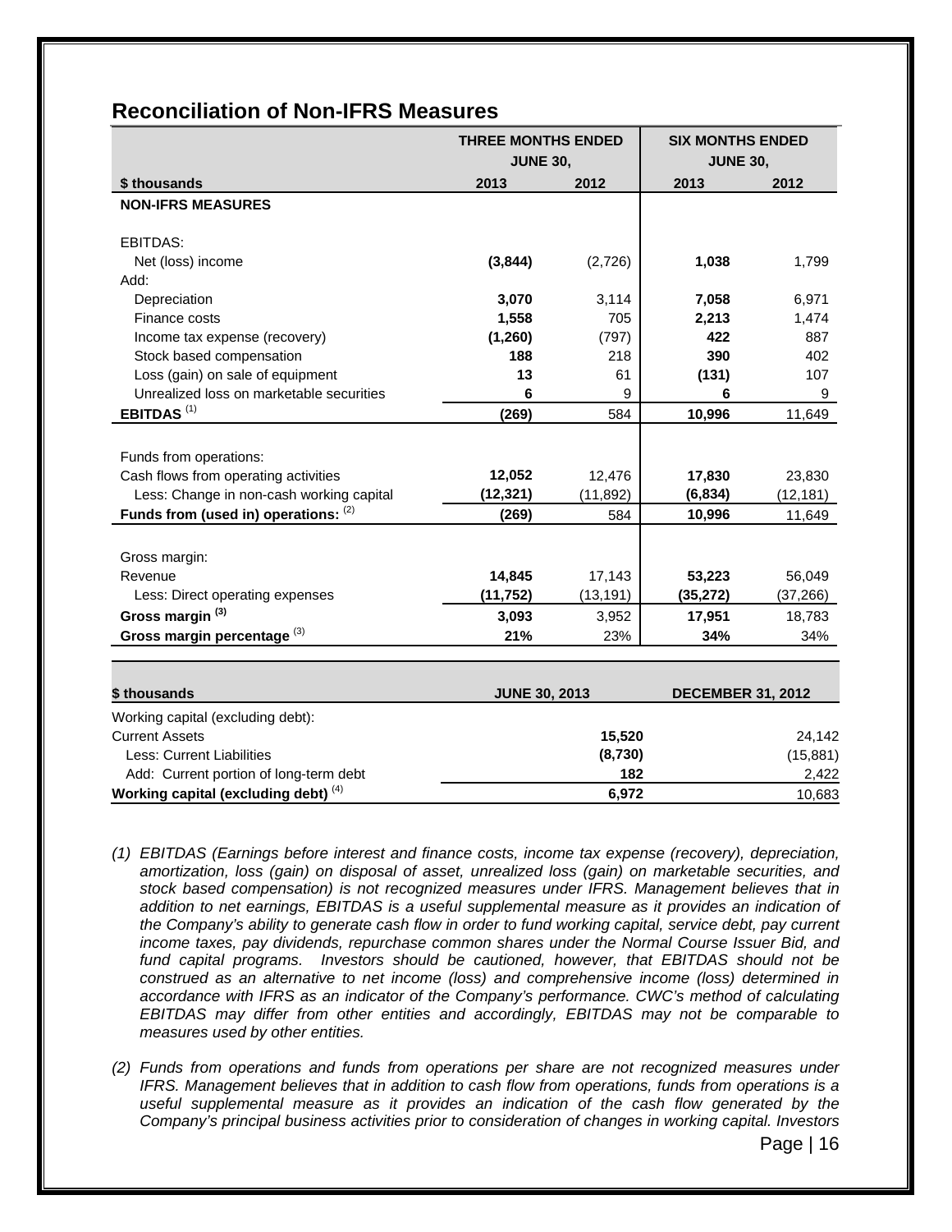## Reconciliation of Non-IFRS Measures

| | THREE MONTHS ENDED JUNE 30, | | SIX MONTHS ENDED JUNE 30, | |
|---|---|---|---|---|
| **$ thousands** | **2013** | **2012** | **2013** | **2012** |
| **NON-IFRS MEASURES** | | | | |
| EBITDAS: | | | | |
| Net (loss) income | **(3,844)** | (2,726) | **1,038** | 1,799 |
| Add: | | | | |
| Depreciation | **3,070** | 3,114 | **7,058** | 6,971 |
| Finance costs | **1,558** | 705 | **2,213** | 1,474 |
| Income tax expense (recovery) | **(1,260)** | (797) | **422** | 887 |
| Stock based compensation | **188** | 218 | **390** | 402 |
| Loss (gain) on sale of equipment | **13** | 61 | **(131)** | 107 |
| Unrealized loss on marketable securities | **6** | 9 | **6** | 9 |
| **EBITDAS** [(1)] | **(269)** | 584 | **10,996** | 11,649 |
| Funds from operations: | | | | |
| Cash flows from operating activities | **12,052** | 12,476 | **17,830** | 23,830 |
| Less: Change in non-cash working capital | **(12,321)** | (11,892) | **(6,834)** | (12,181) |
| **Funds from (used in) operations:** [(2)] | **(269)** | 584 | **10,996** | 11,649 |
| Gross margin: | | | | |
| Revenue | **14,845** | 17,143 | **53,223** | 56,049 |
| Less: Direct operating expenses | **(11,752)** | (13,191) | **(35,272)** | (37,266) |
| **Gross margin** [(3)] | **3,093** | 3,952 | **17,951** | 18,783 |
| **Gross margin percentage** [(3)] | **21%** | 23% | **34%** | 34% |

| **$ thousands** | **JUNE 30, 2013** | **DECEMBER 31, 2012** |
|---|---|---|
| Working capital (excluding debt): | | |
| Current Assets | **15,520** | 24,142 |
| Less: Current Liabilities | **(8,730)** | (15,881) |
| Add: Current portion of long-term debt | **182** | 2,422 |
| **Working capital (excluding debt)** [(4)] | **6,972** | 10,683 |

*(1) EBITDAS (Earnings before interest and finance costs, income tax expense (recovery), depreciation, amortization, loss (gain) on disposal of asset, unrealized loss (gain) on marketable securities, and stock based compensation) is not recognized measures under IFRS. Management believes that in addition to net earnings, EBITDAS is a useful supplemental measure as it provides an indication of the Company's ability to generate cash flow in order to fund working capital, service debt, pay current income taxes, pay dividends, repurchase common shares under the Normal Course Issuer Bid, and fund capital programs. Investors should be cautioned, however, that EBITDAS should not be construed as an alternative to net income (loss) and comprehensive income (loss) determined in accordance with IFRS as an indicator of the Company's performance. CWC's method of calculating EBITDAS may differ from other entities and accordingly, EBITDAS may not be comparable to measures used by other entities.*

*(2) Funds from operations and funds from operations per share are not recognized measures under IFRS. Management believes that in addition to cash flow from operations, funds from operations is a useful supplemental measure as it provides an indication of the cash flow generated by the Company's principal business activities prior to consideration of changes in working capital. Investors*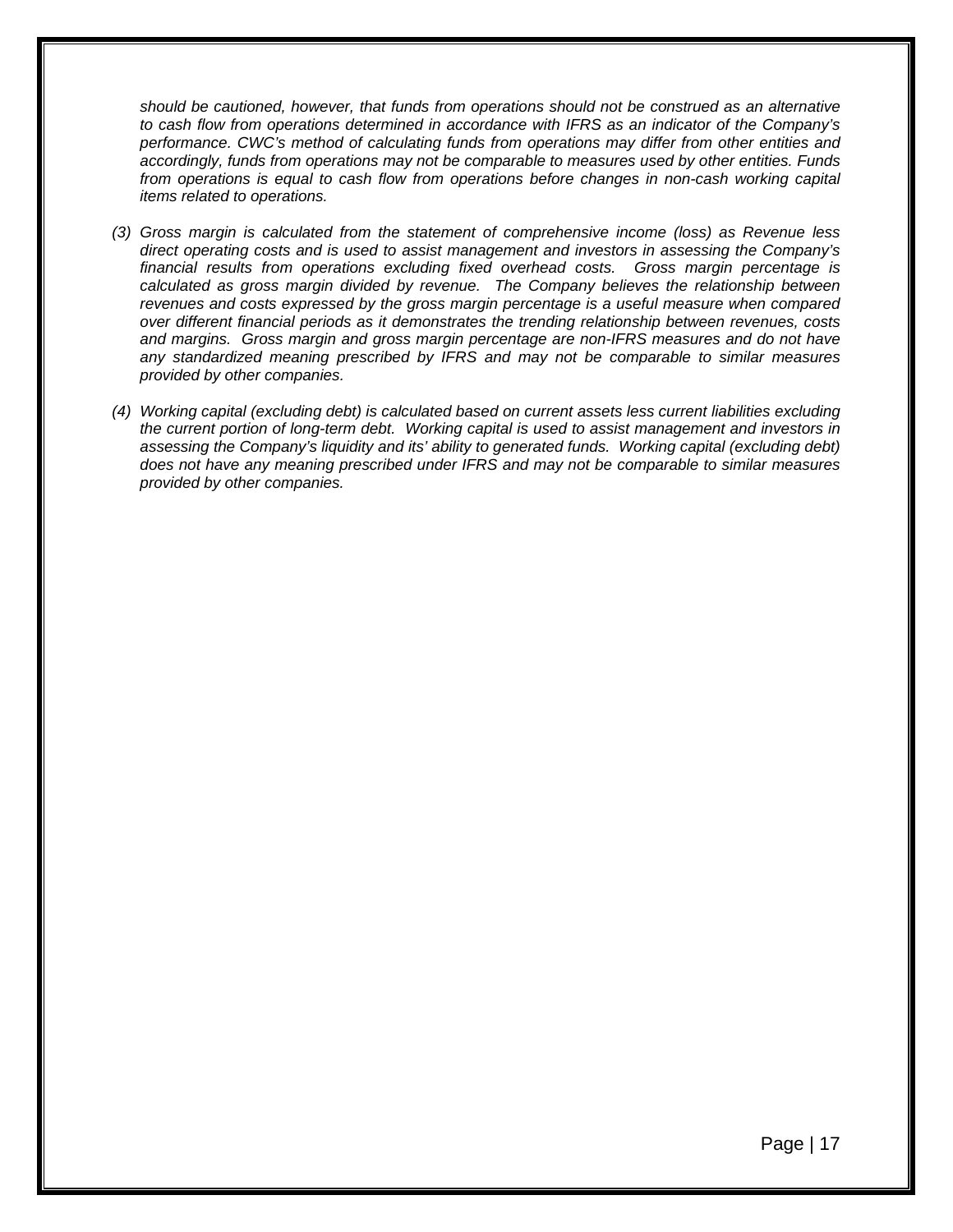*should be cautioned, however, that funds from operations should not be construed as an alternative to cash flow from operations determined in accordance with IFRS as an indicator of the Company's performance. CWC's method of calculating funds from operations may differ from other entities and accordingly, funds from operations may not be comparable to measures used by other entities. Funds from operations is equal to cash flow from operations before changes in non-cash working capital items related to operations.*

*(3) Gross margin is calculated from the statement of comprehensive income (loss) as Revenue less direct operating costs and is used to assist management and investors in assessing the Company's financial results from operations excluding fixed overhead costs. Gross margin percentage is calculated as gross margin divided by revenue. The Company believes the relationship between revenues and costs expressed by the gross margin percentage is a useful measure when compared over different financial periods as it demonstrates the trending relationship between revenues, costs and margins. Gross margin and gross margin percentage are non-IFRS measures and do not have any standardized meaning prescribed by IFRS and may not be comparable to similar measures provided by other companies.*

*(4) Working capital (excluding debt) is calculated based on current assets less current liabilities excluding the current portion of long-term debt. Working capital is used to assist management and investors in assessing the Company's liquidity and its' ability to generated funds. Working capital (excluding debt) does not have any meaning prescribed under IFRS and may not be comparable to similar measures provided by other companies.*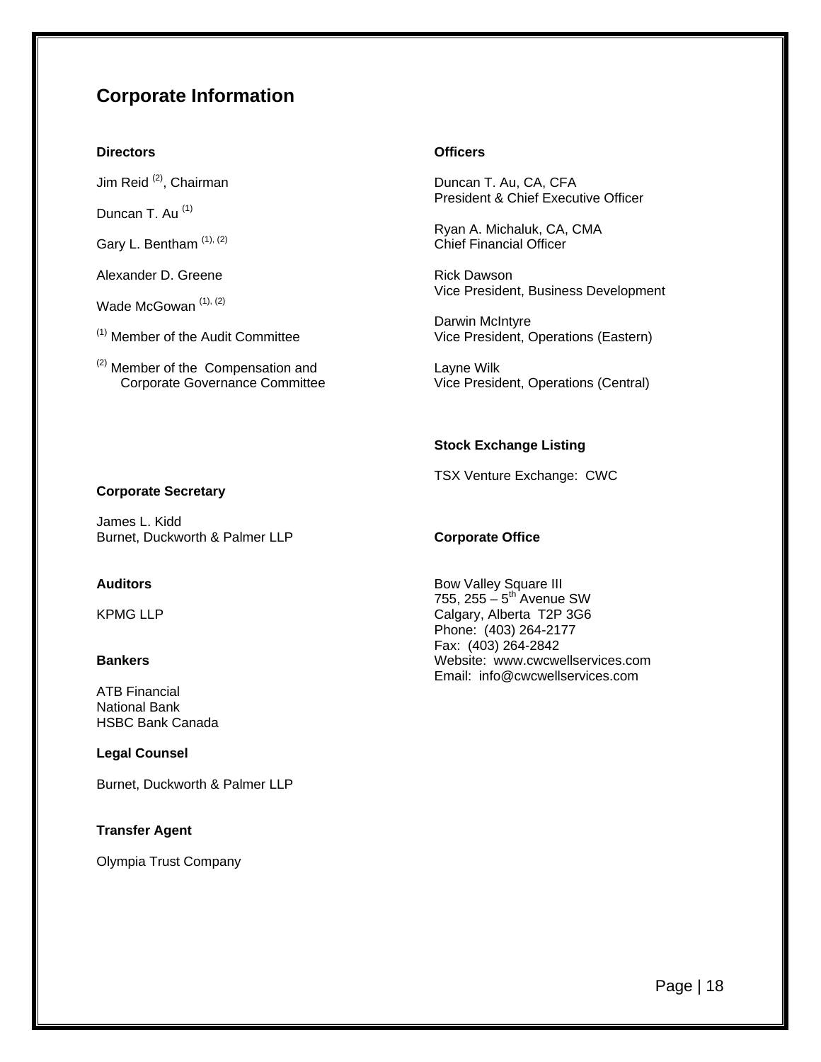## Corporate Information

### Directors

Jim Reid [(2)], Chairman

Duncan T. Au [(1)]

Gary L. Bentham [(1), (2)]

Alexander D. Greene

Wade McGowan [(1), (2)]

[(1)] Member of the Audit Committee

[(2)] Member of the Compensation and Corporate Governance Committee

### Officers

Duncan T. Au, CA, CFA
President & Chief Executive Officer

Ryan A. Michaluk, CA, CMA
Chief Financial Officer

Rick Dawson
Vice President, Business Development

Darwin McIntyre
Vice President, Operations (Eastern)

Layne Wilk
Vice President, Operations (Central)

### Stock Exchange Listing

TSX Venture Exchange: CWC

### Corporate Secretary

James L. Kidd
Burnet, Duckworth & Palmer LLP

### Corporate Office

Bow Valley Square III
755, 255 – 5th Avenue SW
Calgary, Alberta T2P 3G6
Phone: (403) 264-2177
Fax: (403) 264-2842
Website: www.cwcwellservices.com
Email: info@cwcwellservices.com

### Auditors

KPMG LLP

### Bankers

ATB Financial
National Bank
HSBC Bank Canada

### Legal Counsel

Burnet, Duckworth & Palmer LLP

### Transfer Agent

Olympia Trust Company